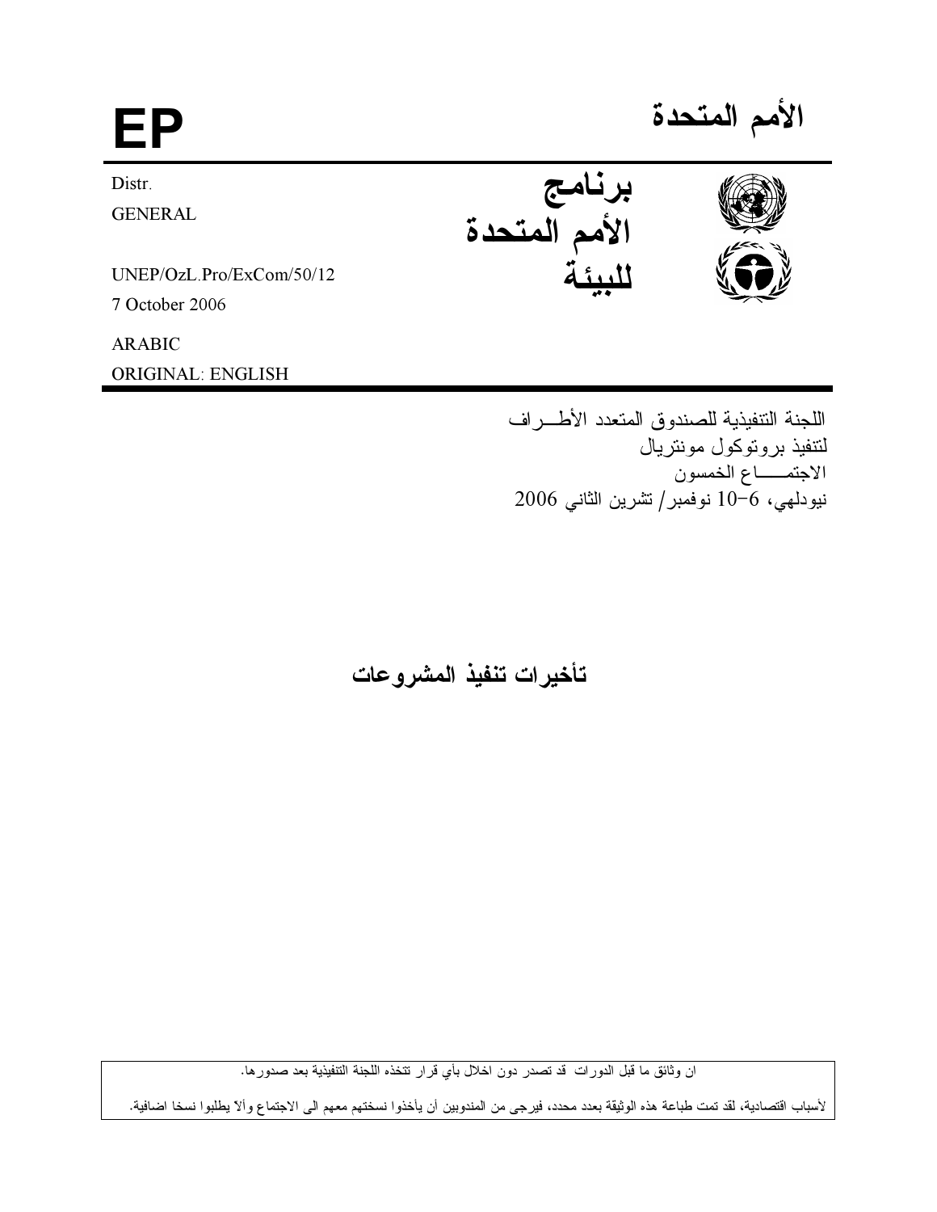# EP

# الأمم المتحدة

Distr.
GENERAL

UNEP/OzL.Pro/ExCom/50/12
7 October 2006

ARABIC
ORIGINAL: ENGLISH

**برنامج الأمم المتحدة للبيئة**

اللجنة التنفيذية للصندوق المتعدد الأطـــراف
لتنفيذ بروتوكول مونتريال
الاجتمـــــاع الخمسون
نيودلهي، 6-10 نوفمبر/ تشرين الثاني 2006

## تأخيرات تنفيذ المشروعات

ان وثائق ما قبل الدورات قد تصدر دون اخلال بأي قرار تتخذه اللجنة التنفيذية بعد صدورها.

لأسباب اقتصادية، لقد تمت طباعة هذه الوثيقة بعدد محدد، فيرجى من المندوبين أن يأخذوا نسختهم معهم الى الاجتماع وألا يطلبوا نسخا اضافية.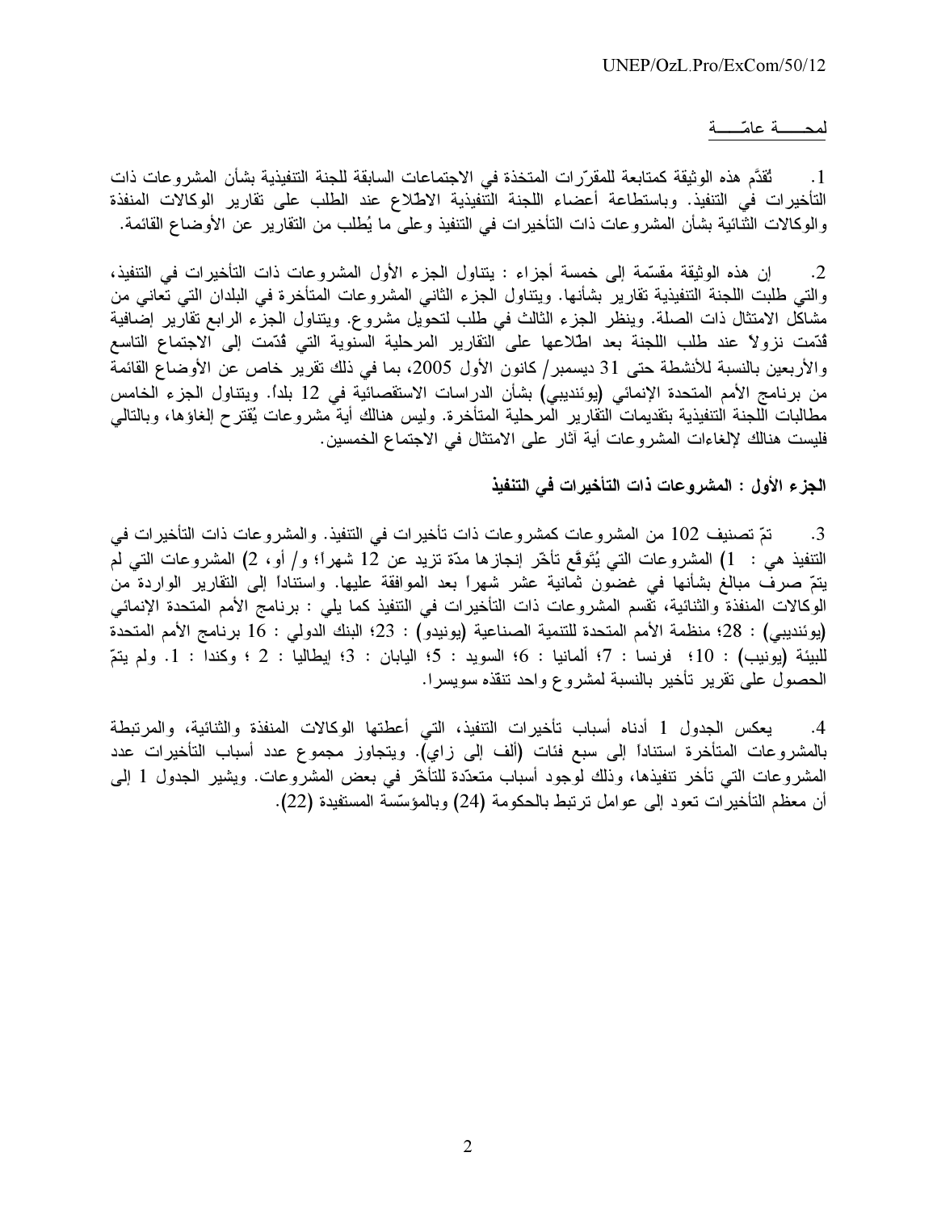## لمحـــــة عامّـــــة

1. تُقدَّم هذه الوثيقة كمتابعة للمقرّرات المتخذة في الاجتماعات السابقة للجنة التنفيذية بشأن المشروعات ذات التأخيرات في التنفيذ. وباستطاعة أعضاء اللجنة التنفيذية الاطّلاع عند الطلب على تقارير الوكالات المنفذة والوكالات الثنائية بشأن المشروعات ذات التأخيرات في التنفيذ وعلى ما يُطلب من التقارير عن الأوضاع القائمة.

2. إن هذه الوثيقة مقسّمة إلى خمسة أجزاء : يتناول الجزء الأول المشروعات ذات التأخيرات في التنفيذ، والتي طلبت اللجنة التنفيذية تقارير بشأنها. ويتناول الجزء الثاني المشروعات المتأخرة في البلدان التي تعاني من مشاكل الامتثال ذات الصلة. وينظر الجزء الثالث في طلب لتحويل مشروع. ويتناول الجزء الرابع تقارير إضافية قُدّمت نزولاً عند طلب اللجنة بعد اطّلاعها على التقارير المرحلية السنوية التي قُدّمت إلى الاجتماع التاسع والأربعين بالنسبة للأنشطة حتى 31 ديسمبر/ كانون الأول 2005، بما في ذلك تقرير خاص عن الأوضاع القائمة من برنامج الأمم المتحدة الإنمائي (يوئنديبي) بشأن الدراسات الاستقصائية في 12 بلداً. ويتناول الجزء الخامس مطالبات اللجنة التنفيذية بتقديمات التقارير المرحلية المتأخرة. وليس هنالك أية مشروعات يُقترح إلغاؤها، وبالتالي فليست هنالك لإلغاءات المشروعات أية آثار على الامتثال في الاجتماع الخمسين.

### الجزء الأول : المشروعات ذات التأخيرات في التنفيذ

3. تمّ تصنيف 102 من المشروعات كمشروعات ذات تأخيرات في التنفيذ. والمشروعات ذات التأخيرات في التنفيذ هي : 1) المشروعات التي يُتوقَّع تأخّر إنجازها مدّة تزيد عن 12 شهراً؛ و/ أو، 2) المشروعات التي لم يتمّ صرف مبالغ بشأنها في غضون ثمانية عشر شهراً بعد الموافقة عليها. واستناداً إلى التقارير الواردة من الوكالات المنفذة والثنائية، تقسم المشروعات ذات التأخيرات في التنفيذ كما يلي : برنامج الأمم المتحدة الإنمائي (يوئنديبي) : 28؛ منظمة الأمم المتحدة للتنمية الصناعية (يونيدو) : 23؛ البنك الدولي : 16 برنامج الأمم المتحدة للبيئة (يونيب) : 10؛ فرنسا : 7؛ ألمانيا : 6؛ السويد : 5؛ اليابان : 3؛ إيطاليا : 2 ؛ وكندا : 1. ولم يتمّ الحصول على تقرير تأخير بالنسبة لمشروع واحد تنفذه سويسرا.

4. يعكس الجدول 1 أدناه أسباب تأخيرات التنفيذ، التي أعطتها الوكالات المنفذة والثنائية، والمرتبطة بالمشروعات المتأخرة استناداً إلى سبع فئات (ألف إلى زاي). ويتجاوز مجموع عدد أسباب التأخيرات عدد المشروعات التي تأخر تنفيذها، وذلك لوجود أسباب متعدّدة للتأخّر في بعض المشروعات. ويشير الجدول 1 إلى أن معظم التأخيرات تعود إلى عوامل ترتبط بالحكومة (24) وبالمؤسّسة المستفيدة (22).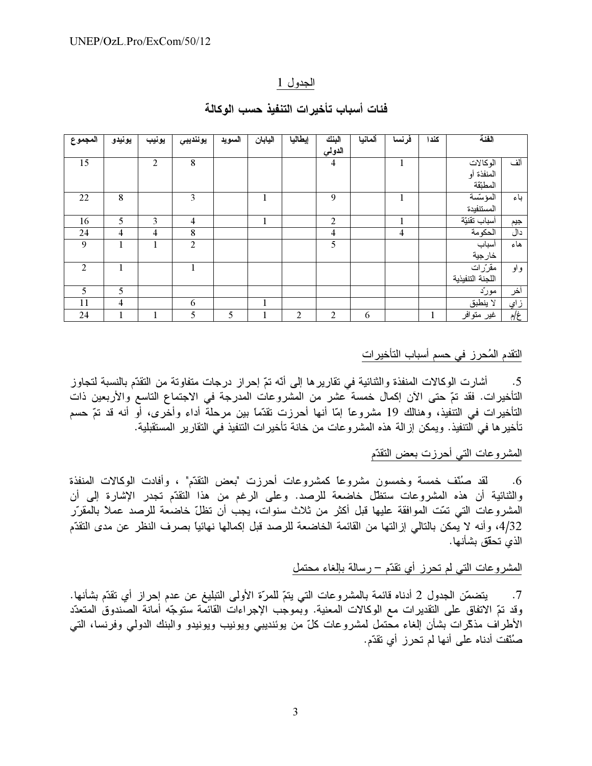الجدول 1

**فئات أسباب تأخيرات التنفيذ حسب الوكالة**

| | الفئة | كندا | فرنسا | ألمانيا | البنك الدولي | إيطاليا | اليابان | السويد | يوئنديبي | يونيب | يونيدو | المجموع |
|---|---|---|---|---|---|---|---|---|---|---|---|---|
| ألف | الوكالات المنفذة أو المطبّقة | | 1 | | 4 | | | | 8 | 2 | | 15 |
| باء | المؤسّسة المستفيدة | | 1 | | 9 | | 1 | | 3 | | 8 | 22 |
| جيم | أسباب تقنيّة | | 1 | | 2 | | 1 | | 4 | 3 | 5 | 16 |
| دال | الحكومة | | 4 | | 4 | | | | 8 | 4 | 4 | 24 |
| هاء | أسباب خارجية | | | | 5 | | | | 2 | 1 | 1 | 9 |
| واو | مقرّرات اللجنة التنفيذية | | | | | | | | 1 | | 1 | 2 |
| آخر | مورّد | | | | | | | | | | 5 | 5 |
| زاي | لا ينطبق | | | | | | 1 | | 6 | | 4 | 11 |
| غ/م | غير متوافر | 1 | | 6 | 2 | 2 | 1 | 5 | 5 | 1 | 1 | 24 |

التقدم المُحرز في حسم أسباب التأخيرات

5. أشارت الوكالات المنفذة والثنائية في تقاريرها إلى أنّه تمّ إحراز درجات متفاوتة من التقدّم بالنسبة لتجاوز التأخيرات. فقد تمّ حتى الآن إكمال خمسة عشر من المشروعات المدرجة في الاجتماع التاسع والأربعين ذات التأخيرات في التنفيذ، وهنالك 19 مشروعاً إمّا أنها أحرزت تقدّماً بين مرحلة أداء وأخرى، أو أنه قد تمّ حسم تأخيرها في التنفيذ. ويمكن إزالة هذه المشروعات من خانة تأخيرات التنفيذ في التقارير المستقبلية.

المشروعات التي أحرزت بعض التقدّم

6. لقد صُنّف خمسة وخمسون مشروعاً كمشروعات أحرزت "بعض التقدّم" ، وأفادت الوكالات المنفذة والثنائية أن هذه المشروعات ستظلّ خاضعة للرصد. وعلى الرغم من هذا التقدّم تجدر الإشارة إلى أن المشروعات التي تمّت الموافقة عليها قبل أكثر من ثلاث سنوات، يجب أن تظلّ خاضعة للرصد عملاً بالمقرّر 4/32، وأنه لا يمكن بالتالي إزالتها من القائمة الخاضعة للرصد قبل إكمالها نهائياً بصرف النظر عن مدى التقدّم الذي تحقّق بشأنها.

المشروعات التي لم تحرز أي تقدّم – رسالة بإلغاء محتمل

7. يتضمّن الجدول 2 أدناه قائمة بالمشروعات التي يتمّ للمرّة الأولى التبليغ عن عدم إحراز أي تقدّم بشأنها. وقد تمّ الاتفاق على التقديرات مع الوكالات المعنية. وبموجب الإجراءات القائمة ستوجّه أمانة الصندوق المتعدّد الأطراف مذكّرات بشأن إلغاء محتمل لمشروعات كلّ من يوئنديبي ويونيب ويونيدو والبنك الدولي وفرنسا، التي صُنّفت أدناه على أنها لم تحرز أي تقدّم.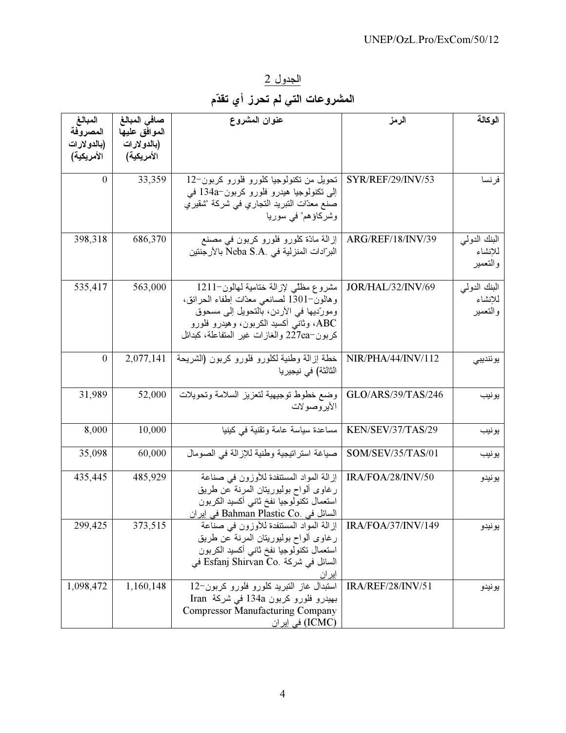الجدول 2

## المشروعات التي لم تحرز أي تقدّم

| الوكالة | الرمز | عنوان المشروع | صافي المبالغ الموافق عليها (بالدولارات الأمريكية) | المبالغ المصروفة (بالدولارات الأمريكية) |
|---|---|---|---|---|
| فرنسا | SYR/REF/29/INV/53 | تحويل من تكنولوجيا كلورو فلورو كربون-12 إلى تكنولوجيا هيدرو فلورو كربون-134a في صنع معدّات التبريد التجاري في شركة "شقيري وشركاؤهم" في سوريا | 33,359 | 0 |
| البنك الدولي للإنشاء والتعمير | ARG/REF/18/INV/39 | إزالة مادّة كلورو فلورو كربون في مصنع البرّادات المنزلية في Neba S.A. بالأرجنتين | 686,370 | 398,318 |
| البنك الدولي للإنشاء والتعمير | JOR/HAL/32/INV/69 | مشروع مظلّي لإزالة ختامية لهالون-1211 وهالون-1301 لصانعي معدّات إطفاء الحرائق، وموردّيها في الأردن، بالتحويل إلى مسحوق ABC، وثاني أكسيد الكربون، وهيدرو فلورو كربون-227ea والغازات غير المتفاعلة، كبدائل | 563,000 | 535,417 |
| يوئنديبي | NIR/PHA/44/INV/112 | خطة إزالة وطنية لكلورو فلورو كربون (الشريحة الثالثة) في نيجيريا | 2,077,141 | 0 |
| يونيب | GLO/ARS/39/TAS/246 | وضع خطوط توجيهية لتعزيز السلامة وتحويلات الأيروصولات | 52,000 | 31,989 |
| يونيب | KEN/SEV/37/TAS/29 | مساعدة سياسة عامة وتقنية في كينيا | 10,000 | 8,000 |
| يونيب | SOM/SEV/35/TAS/01 | صياغة استراتيجية وطنية للإزالة في الصومال | 60,000 | 35,098 |
| يونيدو | IRA/FOA/28/INV/50 | إزالة المواد المستنفدة للأوزون في صناعة رغاوى ألواح بوليوريتان المرنة عن طريق استعمال تكنولوجيا نفخ ثاني أكسيد الكربون السائل في Bahman Plastic Co. في إيران | 485,929 | 435,445 |
| يونيدو | IRA/FOA/37/INV/149 | إزالة المواد المستنفدة للأوزون في صناعة رغاوى ألواح بوليوريتان المرنة عن طريق استعمال تكنولوجيا نفخ ثاني أكسيد الكربون السائل في شركة Esfanj Shirvan Co. في إيران | 373,515 | 299,425 |
| يونيدو | IRA/REF/28/INV/51 | استبدال غاز التبريد كلورو فلورو كربون-12 بهيدرو فلورو كربون 134a في شركة Iran Compressor Manufacturing Company (ICMC) في إيران | 1,160,148 | 1,098,472 |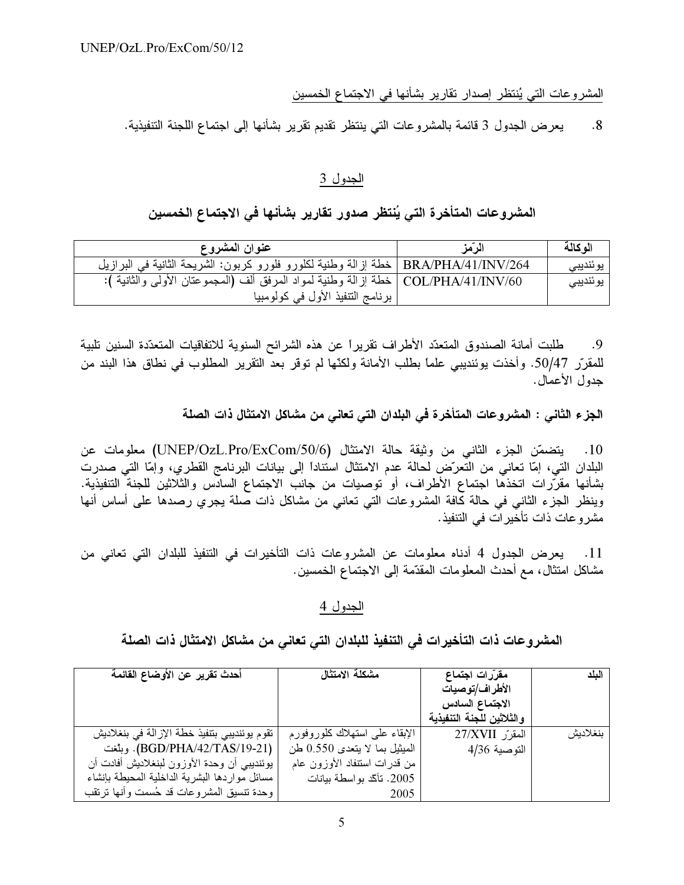المشروعات التي يُنتظر إصدار تقارير بشأنها في الاجتماع الخمسين

8. يعرض الجدول 3 قائمة بالمشروعات التي ينتظر تقديم تقرير بشأنها إلى اجتماع اللجنة التنفيذية.

الجدول 3

## المشروعات المتأخرة التي يُنتظر صدور تقارير بشأنها في الاجتماع الخمسين

| الوكالة | الرّمز | عنوان المشروع |
|---|---|---|
| يوئنديبي | BRA/PHA/41/INV/264 | خطة إزالة وطنية لكلورو فلورو كربون: الشريحة الثانية في البرازيل |
| يوئنديبي | COL/PHA/41/INV/60 | خطة إزالة وطنية لمواد المرفق ألف (المجموعتان الأولى والثانية ): برنامج التنفيذ الأول في كولومبيا |

9. طلبت أمانة الصندوق المتعدّد الأطراف تقريراً عن هذه الشرائح السنوية للاتفاقيات المتعدّدة السنين تلبية للمقرّر 50/47. وأخذت يوئنديبي علماً بطلب الأمانة ولكنّها لم توفر بعد التقرير المطلوب في نطاق هذا البند من جدول الأعمال.

**الجزء الثاني : المشروعات المتأخرة في البلدان التي تعاني من مشاكل الامتثال ذات الصلة**

10. يتضمّن الجزء الثاني من وثيقة حالة الامتثال (UNEP/OzL.Pro/ExCom/50/6) معلومات عن البلدان التي، إمّا تعاني من التعرّض لحالة عدم الامتثال استناداً إلى بيانات البرنامج القطري، وإمّا التي صدرت بشأنها مقرّرات اتخذها اجتماع الأطراف، أو توصيات من جانب الاجتماع السادس والثلاثين للجنة التنفيذية. وينظر الجزء الثاني في حالة كافة المشروعات التي تعاني من مشاكل ذات صلة يجري رصدها على أساس أنها مشروعات ذات تأخيرات في التنفيذ.

11. يعرض الجدول 4 أدناه معلومات عن المشروعات ذات التأخيرات في التنفيذ للبلدان التي تعاني من مشاكل امتثال، مع أحدث المعلومات المقدّمة إلى الاجتماع الخمسين.

الجدول 4

## المشروعات ذات التأخيرات في التنفيذ للبلدان التي تعاني من مشاكل الامتثال ذات الصلة

| البلد | مقرّرات اجتماع الأطراف/توصيات الاجتماع السادس والثلاثين للجنة التنفيذية | مشكلة الامتثال | أحدث تقرير عن الأوضاع القائمة |
|---|---|---|---|
| بنغلاديش | المقرّر 27/XVII<br>التوصية 4/36 | الإبقاء على استهلاك كلوروفورم الميثيل بما لا يتعدى 0.550 طن من قدرات استنفاد الأوزون عام 2005. تأكّد بواسطة بيانات 2005 | تقوم يوئنديبي بتنفيذ خطة الإزالة في بنغلاديش (BGD/PHA/42/TAS/19-21). وبلّغت يوئنديبي أن وحدة الأوزون لبنغلاديش أفادت أن مسائل مواردها البشرية الداخلية المحيطة بإنشاء وحدة تنسيق المشروعات قد حُسمت وأنها ترتقب |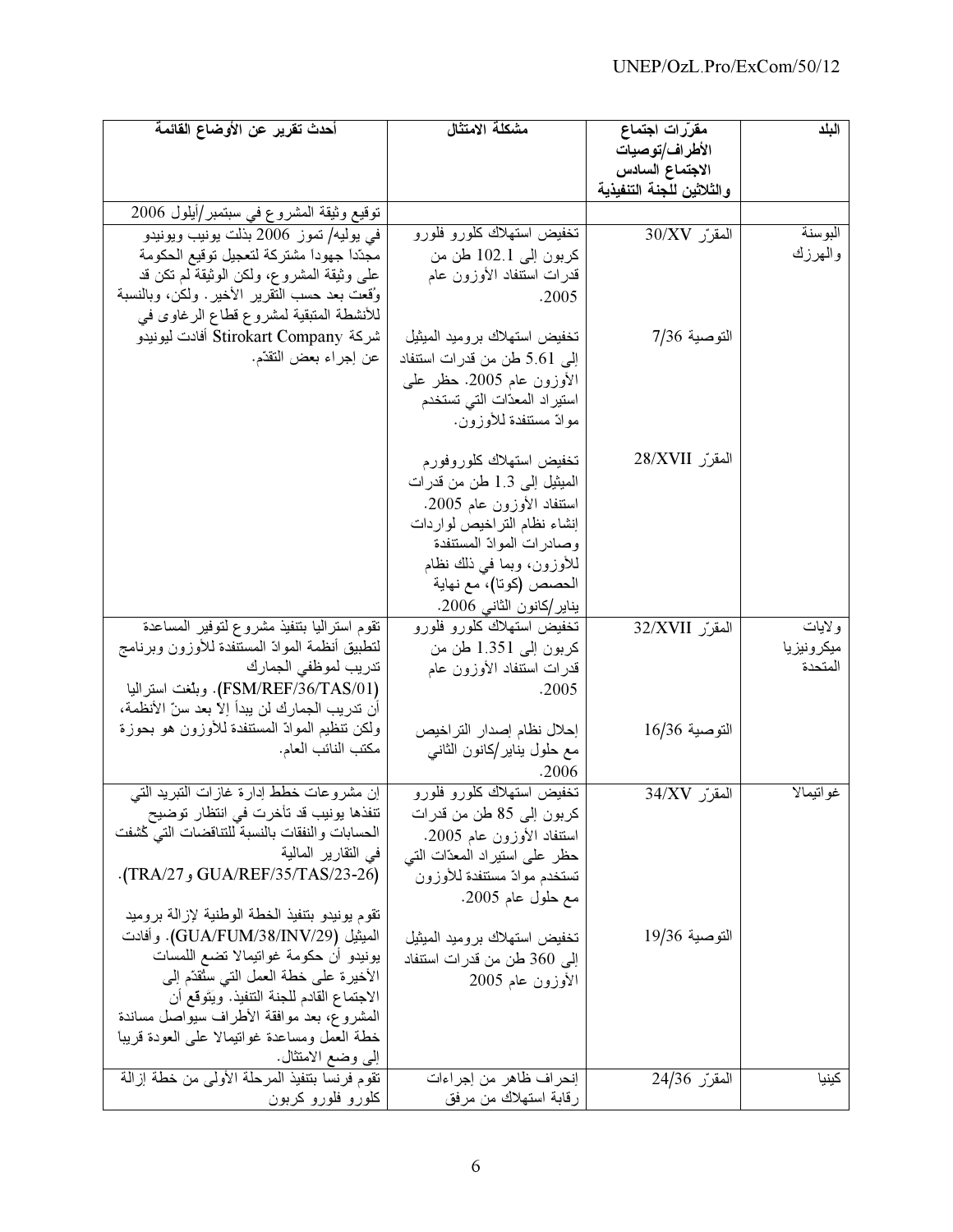| البلد | مقرّرات اجتماع الأطراف/توصيات الاجتماع السادس والثلاثين للجنة التنفيذية | مشكلة الامتثال | أحدث تقرير عن الأوضاع القائمة |
|---|---|---|---|
| | | | توقيع وثيقة المشروع في سبتمبر/أيلول 2006 |
| البوسنة والهرزك | المقرّر 30/XV | تخفيض استهلاك كلورو فلورو كربون إلى 102.1 طن من قدرات استنفاد الأوزون عام 2005. | في يوليه/ تموز 2006 بذلت يونيب ويونيدو مجدّدا جهودا مشتركة لتعجيل توقيع الحكومة على وثيقة المشروع، ولكن الوثيقة لم تكن قد وُقعت بعد حسب التقرير الأخير. ولكن، وبالنسبة للأنشطة المتبقية لمشروع قطاع الرغاوى في شركة Stirokart Company أفادت ليونيدو عن إجراء بعض التقدّم. |
| | التوصية 7/36 | تخفيض استهلاك بروميد الميثيل إلى 5.61 طن من قدرات استنفاد الأوزون عام 2005. حظر على استيراد المعدّات التي تستخدم موادّ مستنفدة للأوزون. | |
| | المقرّر 28/XVII | تخفيض استهلاك كلوروفورم الميثيل إلى 1.3 طن من قدرات استنفاد الأوزون عام 2005. إنشاء نظام التراخيص لواردات وصادرات الموادّ المستنفدة للأوزون، وبما في ذلك نظام الحصص (كوتا)، مع نهاية يناير/كانون الثاني 2006. | |
| ولايات ميكرونيزيا المتحدة | المقرّر 32/XVII | تخفيض استهلاك كلورو فلورو كربون إلى 1.351 طن من قدرات استنفاد الأوزون عام 2005. | تقوم استراليا بتنفيذ مشروع لتوفير المساعدة لتطبيق أنظمة الموادّ المستنفدة للأوزون وبرنامج تدريب لموظفي الجمارك (FSM/REF/36/TAS/01). وبلّغت استراليا أن تدريب الجمارك لن يبدأ إلاّ بعد سنّ الأنظمة، ولكن تنظيم الموادّ المستنفدة للأوزون هو بحوزة مكتب النائب العام. |
| | التوصية 16/36 | إحلال نظام إصدار التراخيص مع حلول يناير/كانون الثاني 2006. | |
| غواتيمالا | المقرّر 34/XV | تخفيض استهلاك كلورو فلورو كربون إلى 85 طن من قدرات استنفاد الأوزون عام 2005. حظر على استيراد المعدّات التي تستخدم موادّ مستنفدة للأوزون مع حلول عام 2005. | إن مشروعات خطط إدارة غازات التبريد التي تنفذها يونيب قد تأخرت في انتظار توضيح الحسابات والنفقات بالنسبة للتناقضات التي كُشفت في التقارير المالية (GUA/REF/35/TAS/23-26 وTRA/27). |
| | التوصية 19/36 | تخفيض استهلاك بروميد الميثيل إلى 360 طن من قدرات استنفاد الأوزون عام 2005 | تقوم يونيدو بتنفيذ الخطة الوطنية لإزالة بروميد الميثيل (GUA/FUM/38/INV/29). وأفادت يونيدو أن حكومة غواتيمالا تضع اللمسات الأخيرة على خطة العمل التي ستُقدّم إلى الاجتماع القادم للجنة التنفيذ. ويتوقّع أن المشروع، بعد موافقة الأطراف سيواصل مساندة خطة العمل ومساعدة غواتيمالا على العودة قريباً إلى وضع الامتثال. |
| كينيا | المقرّر 24/36 | إنحراف ظاهر من إجراءات رقابة استهلاك من مرفق | تقوم فرنسا بتنفيذ المرحلة الأولى من خطة إزالة كلورو فلورو كربون |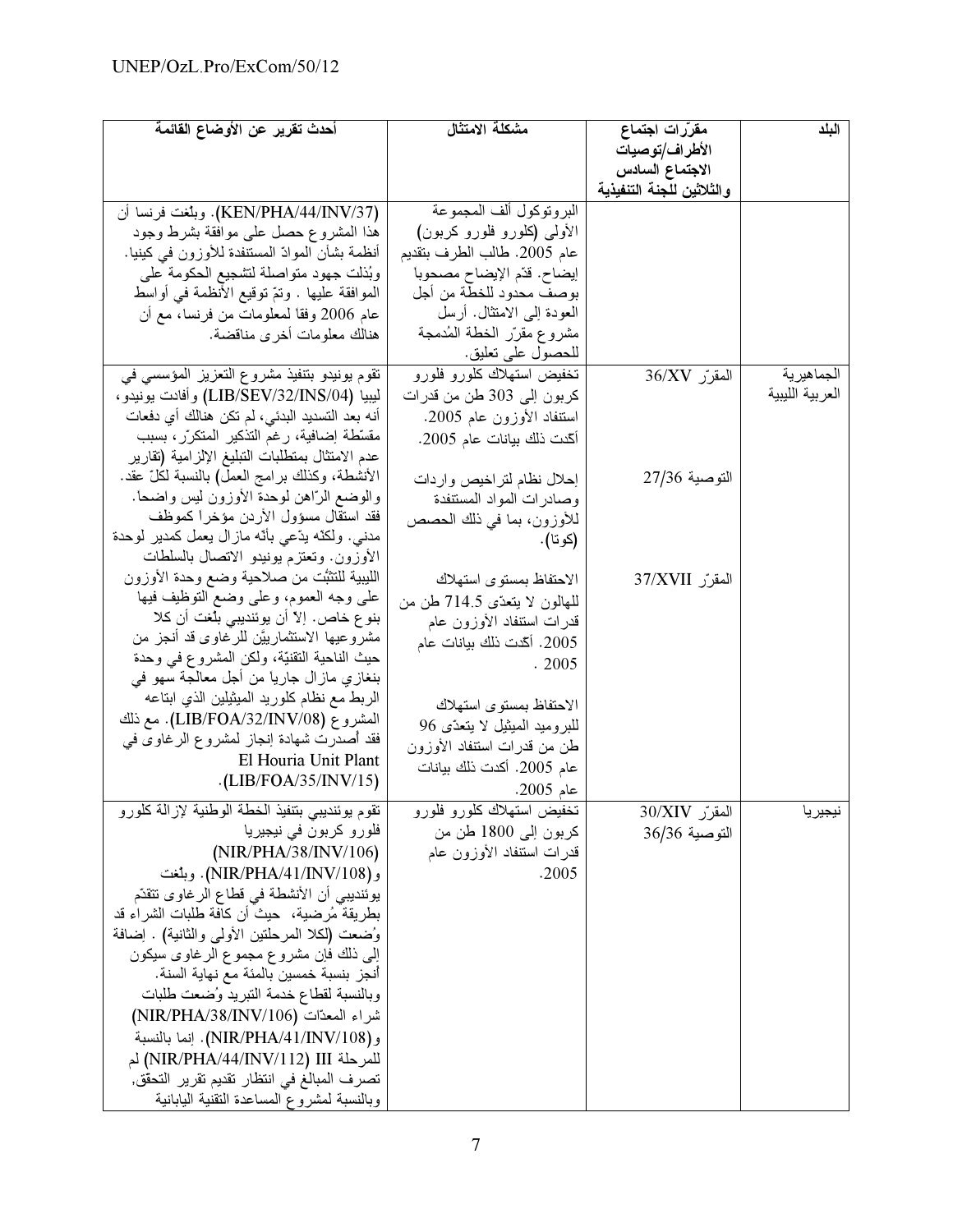| البلد | مقرّرات اجتماع الأطراف/توصيات الاجتماع السادس والثلاثين للجنة التنفيذية | مشكلة الامتثال | أحدث تقرير عن الأوضاع القائمة |
|---|---|---|---|
| | | البروتوكول ألف المجموعة الأولى (كلورو فلورو كربون) عام 2005. طالب الطرف بتقديم إيضاح. قدّم الإيضاح مصحوباً بوصف محدود للخطة من أجل العودة إلى الامتثال. أرسل مشروع مقرّر الخطة المُدمجة للحصول على تعليق. | (KEN/PHA/44/INV/37). وبلّغت فرنسا أن هذا المشروع حصل على موافقة بشرط وجود أنظمة بشأن الموادّ المستنفدة للأوزون في كينيا. وبُذلت جهود متواصلة لتشجيع الحكومة على الموافقة عليها . وتمّ توقيع الأنظمة في أواسط عام 2006 وفقاً لمعلومات من فرنسا، مع أن هنالك معلومات أخرى مناقضة. |
| الجماهيرية العربية الليبية | المقرّر 36/XV<br><br>التوصية 27/36<br><br>المقرّر 37/XVII | تخفيض استهلاك كلورو فلورو كربون إلى 303 طن من قدرات استنفاد الأوزون عام 2005. أكّدت ذلك بيانات عام 2005.<br><br>إحلال نظام لتراخيص واردات وصادرات المواد المستنفدة للأوزون، بما في ذلك الحصص (كوتا).<br><br>الاحتفاظ بمستوى استهلاك للهالون لا يتعدّى 714.5 طن من قدرات استنفاد الأوزون عام 2005. أكّدت ذلك بيانات عام 2005 .<br><br>الاحتفاظ بمستوى استهلاك للبروميد الميثيل لا يتعدّى 96 طن من قدرات استنفاد الأوزون عام 2005. أكّدت ذلك بيانات عام 2005. | تقوم يونيدو بتنفيذ مشروع التعزيز المؤسسي في ليبيا (LIB/SEV/32/INS/04) وأفادت يونيدو، أنه بعد التسديد البدئي، لم تكن هنالك أي دفعات مقسّطة إضافية، رغم التذكير المتكرّر، بسبب عدم الامتثال بمتطلبات التبليغ الإلزامية (تقارير الأنشطة، وكذلك برامج العمل) بالنسبة لكلّ عقد. والوضع الرّاهن لوحدة الأوزون ليس واضحا. فقد استقال مسؤول الأردن مؤخراً كموظف مدني. ولكنه يدّعي بأنه مازال يعمل كمدير لوحدة الأوزون. وتعتزم يونيدو الاتصال بالسلطات الليبية للتثبّت من صلاحية وضع وحدة الأوزون على وجه العموم، وعلى وضع التوظيف فيها بنوع خاص. إلاّ أن يوئنديبي بلّغت أن كلا مشروعيها الاستشاريَّن للرغاوى قد أنجز من حيث الناحية التقنية، ولكن المشروع في وحدة بنغازي مازال جارياً من أجل معالجة سهو في الربط مع نظام كلوريد الميثيلين الذي ابتاعه المشروع (LIB/FOA/32/INV/08). مع ذلك فقد أُصدرت شهادة إنجاز لمشروع الرغاوى في El Houria Unit Plant (LIB/FOA/35/INV/15). |
| نيجيريا | المقرّر 30/XIV<br>التوصية 36/36 | تخفيض استهلاك كلورو فلورو كربون إلى 1800 طن من قدرات استنفاد الأوزون عام 2005. | تقوم يوئنديبي بتنفيذ الخطة الوطنية لإزالة كلورو فلورو كربون في نيجيريا (NIR/PHA/38/INV/106) و(NIR/PHA/41/INV/108). وبلّغت يوئنديبي أن الأنشطة في قطاع الرغاوى تتقدّم بطريقة مُرضية، حيث أن كافة طلبات الشراء قد وُضعت (لكلا المرحلتين الأولى والثانية) . إضافة إلى ذلك فإن مشروع مجموع الرغاوى سيكون أنجز بنسبة خمسين بالمئة مع نهاية السنة. وبالنسبة لقطاع خدمة التبريد وُضعت طلبات شراء المعدّات (NIR/PHA/38/INV/106) و(NIR/PHA/41/INV/108). إنما بالنسبة للمرحلة III (NIR/PHA/44/INV/112) لم تصرف المبالغ في انتظار تقديم تقرير التحقق. وبالنسبة لمشروع المساعدة التقنية اليابانية |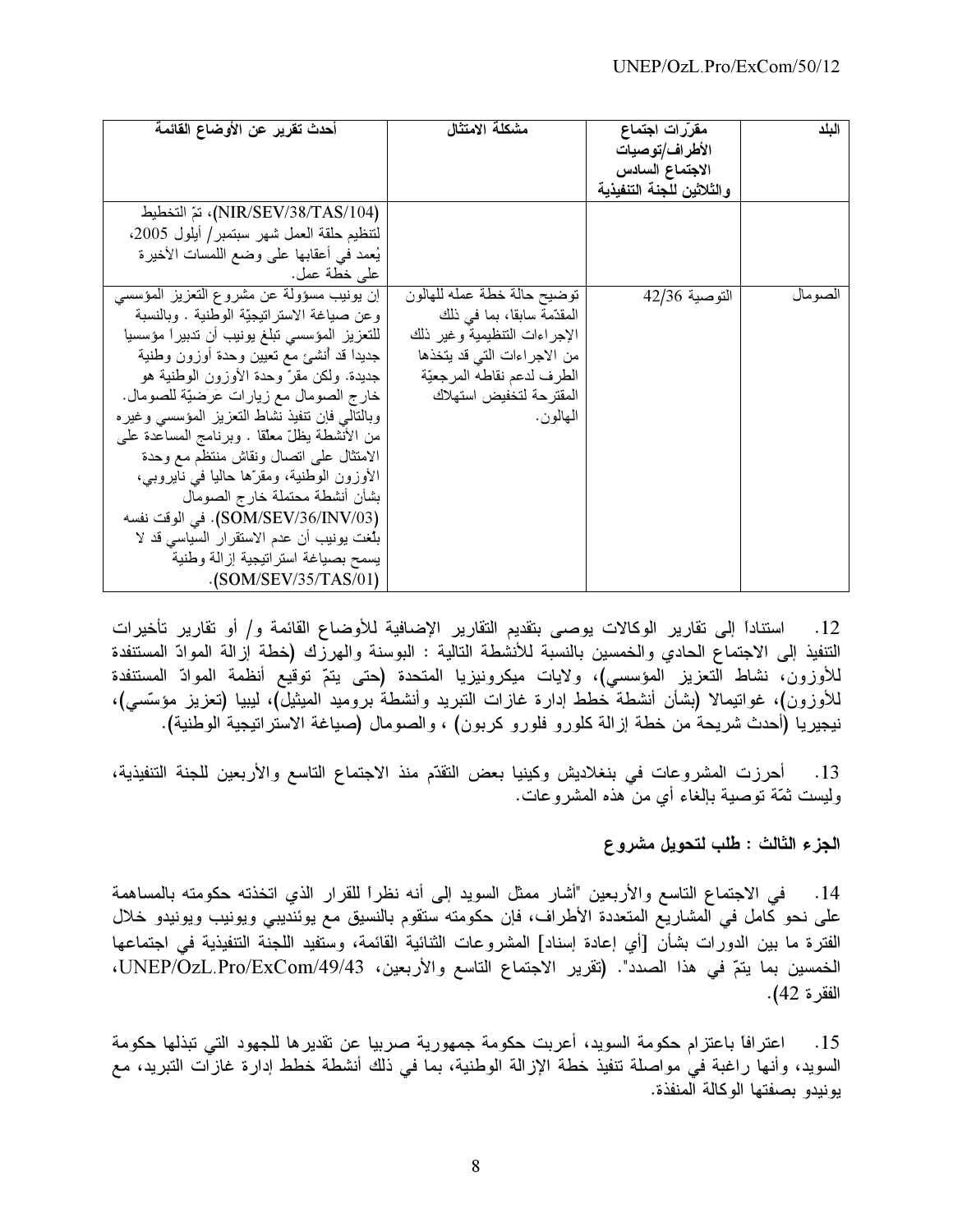| البلد | مقرّرات اجتماع الأطراف/توصيات الاجتماع السادس والثلاثين للجنة التنفيذية | مشكلة الامتثال | أحدث تقرير عن الأوضاع القائمة |
|---|---|---|---|
| | | | (NIR/SEV/38/TAS/104)، تمّ التخطيط لتنظيم حلقة العمل شهر سبتمبر/ أيلول 2005، يُعمد في أعقابها على وضع اللمسات الأخيرة على خطة عمل. |
| الصومال | التوصية 42/36 | توضيح حالة خطة عمله للهالون المقدّمة سابقا، بما في ذلك الإجراءات التنظيمية وغير ذلك من الاجراءات التي قد يتخذها الطرف لدعم نقاطه المرجعيّة المقترحة لتخفيض استهلاك الهالون. | إن يونيب مسؤولة عن مشروع التعزيز المؤسسي وعن صياغة الاستراتيجيّة الوطنية . وبالنسبة للتعزيز المؤسسي تبلغ يونيب أن تدبيراً مؤسسياً جديداً قد أنشئ مع تعيين وحدة أوزون وطنية جديدة. ولكن مقرّ وحدة الأوزون الوطنية هو خارج الصومال مع زيارات عرضيّة للصومال. وبالتالي فإن تنفيذ نشاط التعزيز المؤسسي وغيره من الأنشطة يظلّ معلقا . وبرنامج المساعدة على الامتثال على اتصال ونقاش منتظم مع وحدة الأوزون الوطنية، ومقرّها حاليا في نايروبي، بشأن أنشطة محتملة خارج الصومال (SOM/SEV/36/INV/03). في الوقت نفسه بلّغت يونيب أن عدم الاستقرار السياسي قد لا يسمح بصياغة استراتيجية إزالة وطنية (SOM/SEV/35/TAS/01). |

12. استناداً إلى تقارير الوكالات يوصى بتقديم التقارير الإضافية للأوضاع القائمة و/ أو تقارير تأخيرات التنفيذ إلى الاجتماع الحادي والخمسين بالنسبة للأنشطة التالية : البوسنة والهرزك (خطة إزالة الموادّ المستنفدة للأوزون، نشاط التعزيز المؤسسي)، ولايات ميكرونيزيا المتحدة (حتى يتمّ توقيع أنظمة الموادّ المستنفدة للأوزون)، غواتيمالا (بشأن أنشطة خطط إدارة غازات التبريد وأنشطة بروميد الميثيل)، ليبيا (تعزيز مؤسّسي)، نيجيريا (أحدث شريحة من خطة إزالة كلورو فلورو كربون) ، والصومال (صياغة الاستراتيجية الوطنية).

13. أحرزت المشروعات في بنغلاديش وكينيا بعض التقدّم منذ الاجتماع التاسع والأربعين للجنة التنفيذية، وليست ثمّة توصية بإلغاء أي من هذه المشروعات.

## الجزء الثالث : طلب لتحويل مشروع

14. في الاجتماع التاسع والأربعين "أشار ممثل السويد إلى أنه نظراً للقرار الذي اتخذته حكومته بالمساهمة على نحو كامل في المشاريع المتعددة الأطراف، فإن حكومته ستقوم بالتنسيق مع يوئنديبي ويونيب ويونيدو خلال الفترة ما بين الدورات بشأن [أي إعادة إسناد] المشروعات الثنائية القائمة، وستفيد اللجنة التنفيذية في اجتماعها الخمسين بما يتمّ في هذا الصدد". (تقرير الاجتماع التاسع والأربعين، UNEP/OzL.Pro/ExCom/49/43، الفقرة 42).

15. اعترافاً باعتزام حكومة السويد، أعربت حكومة جمهورية صربيا عن تقديرها للجهود التي تبذلها حكومة السويد، وأنها راغبة في مواصلة تنفيذ خطة الإزالة الوطنية، بما في ذلك أنشطة خطط إدارة غازات التبريد، مع يونيدو بصفتها الوكالة المنفذة.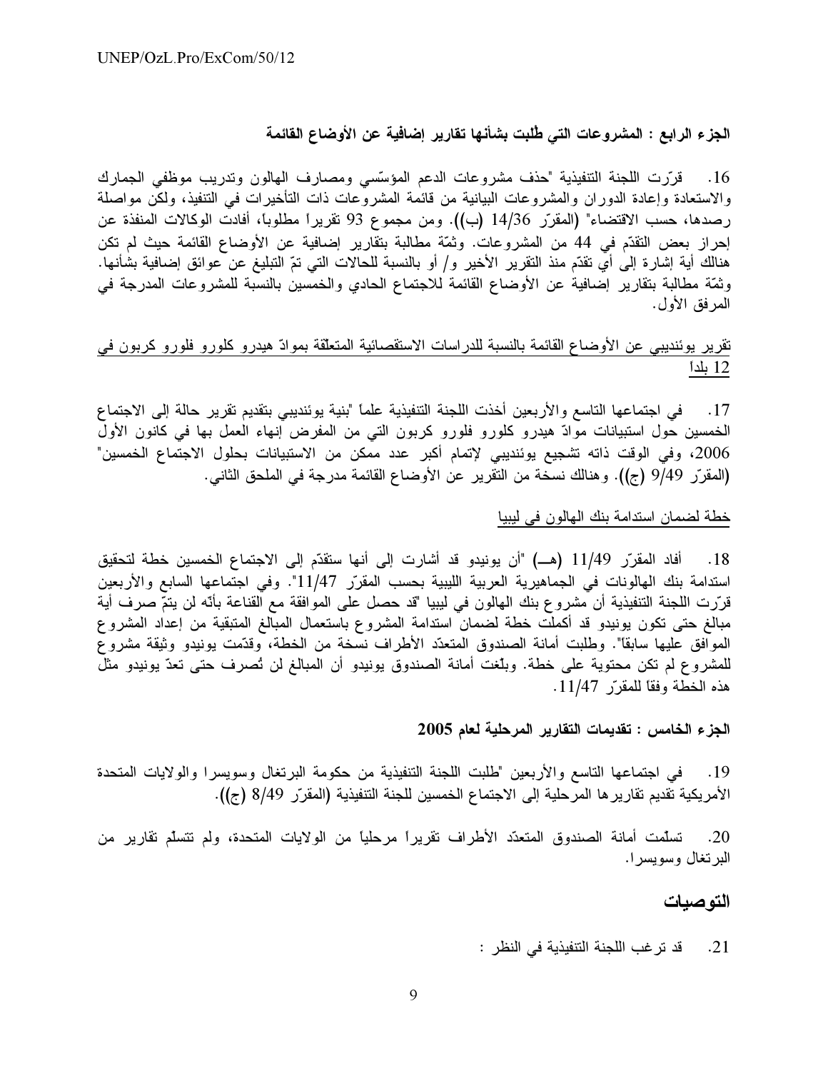**الجزء الرابع : المشروعات التي طُلبت بشأنها تقارير إضافية عن الأوضاع القائمة**

16. قرّرت اللجنة التنفيذية "حذف مشروعات الدعم المؤسّسي ومصارف الهالون وتدريب موظفي الجمارك والاستعادة وإعادة الدوران والمشروعات البيانية من قائمة المشروعات ذات التأخيرات في التنفيذ، ولكن مواصلة رصدها، حسب الاقتضاء" (المقرّر 14/36 (ب)). ومن مجموع 93 تقريراً مطلوباً، أفادت الوكالات المنفذة عن إحراز بعض التقدّم في 44 من المشروعات. وثمّة مطالبة بتقارير إضافية عن الأوضاع القائمة حيث لم تكن هنالك أية إشارة إلى أي تقدّم منذ التقرير الأخير و/ أو بالنسبة للحالات التي تمّ التبليغ عن عوائق إضافية بشأنها. وثمّة مطالبة بتقارير إضافية عن الأوضاع القائمة للاجتماع الحادي والخمسين بالنسبة للمشروعات المدرجة في المرفق الأول.

<u>تقرير يوئنديبي عن الأوضاع القائمة بالنسبة للدراسات الاستقصائية المتعلّقة بموادّ هيدرو كلورو فلورو كربون في 12 بلداً</u>

17. في اجتماعها التاسع والأربعين أخذت اللجنة التنفيذية علماً "بنية يوئنديبي بتقديم تقرير حالة إلى الاجتماع الخمسين حول استبيانات موادّ هيدرو كلورو فلورو كربون التي من المفرض إنهاء العمل بها في كانون الأول 2006، وفي الوقت ذاته تشجيع يوئنديبي لإتمام أكبر عدد ممكن من الاستبيانات بحلول الاجتماع الخمسين" (المقرّر 9/49 (ج)). وهنالك نسخة من التقرير عن الأوضاع القائمة مدرجة في الملحق الثاني.

<u>خطة لضمان استدامة بنك الهالون في ليبيا</u>

18. أفاد المقرّر 11/49 (هـ) "أن يونيدو قد أشارت إلى أنها ستقدّم إلى الاجتماع الخمسين خطة لتحقيق استدامة بنك الهالونات في الجماهيرية العربية الليبية بحسب المقرّر 11/47". وفي اجتماعها السابع والأربعين قرّرت اللجنة التنفيذية أن مشروع بنك الهالون في ليبيا "قد حصل على الموافقة مع القناعة بأنّه لن يتمّ صرف أية مبالغ حتى تكون يونيدو قد أكملت خطة لضمان استدامة المشروع باستعمال المبالغ المتبقية من إعداد المشروع الموافق عليها سابقاً". وطلبت أمانة الصندوق المتعدّد الأطراف نسخة من الخطة، وقدّمت يونيدو وثيقة مشروع للمشروع لم تكن محتوية على خطة. وبلّغت أمانة الصندوق يونيدو أن المبالغ لن تُصرف حتى تعدّ يونيدو مثل هذه الخطة وفقاً للمقرّر 11/47.

**الجزء الخامس : تقديمات التقارير المرحلية لعام 2005**

19. في اجتماعها التاسع والأربعين "طلبت اللجنة التنفيذية من حكومة البرتغال وسويسرا والولايات المتحدة الأمريكية تقديم تقاريرها المرحلية إلى الاجتماع الخمسين للجنة التنفيذية (المقرّر 8/49 (ج)).

20. تسلّمت أمانة الصندوق المتعدّد الأطراف تقريراً مرحلياً من الولايات المتحدة، ولم تتسلّم تقارير من البرتغال وسويسرا.

## التوصيات

21. قد ترغب اللجنة التنفيذية في النظر :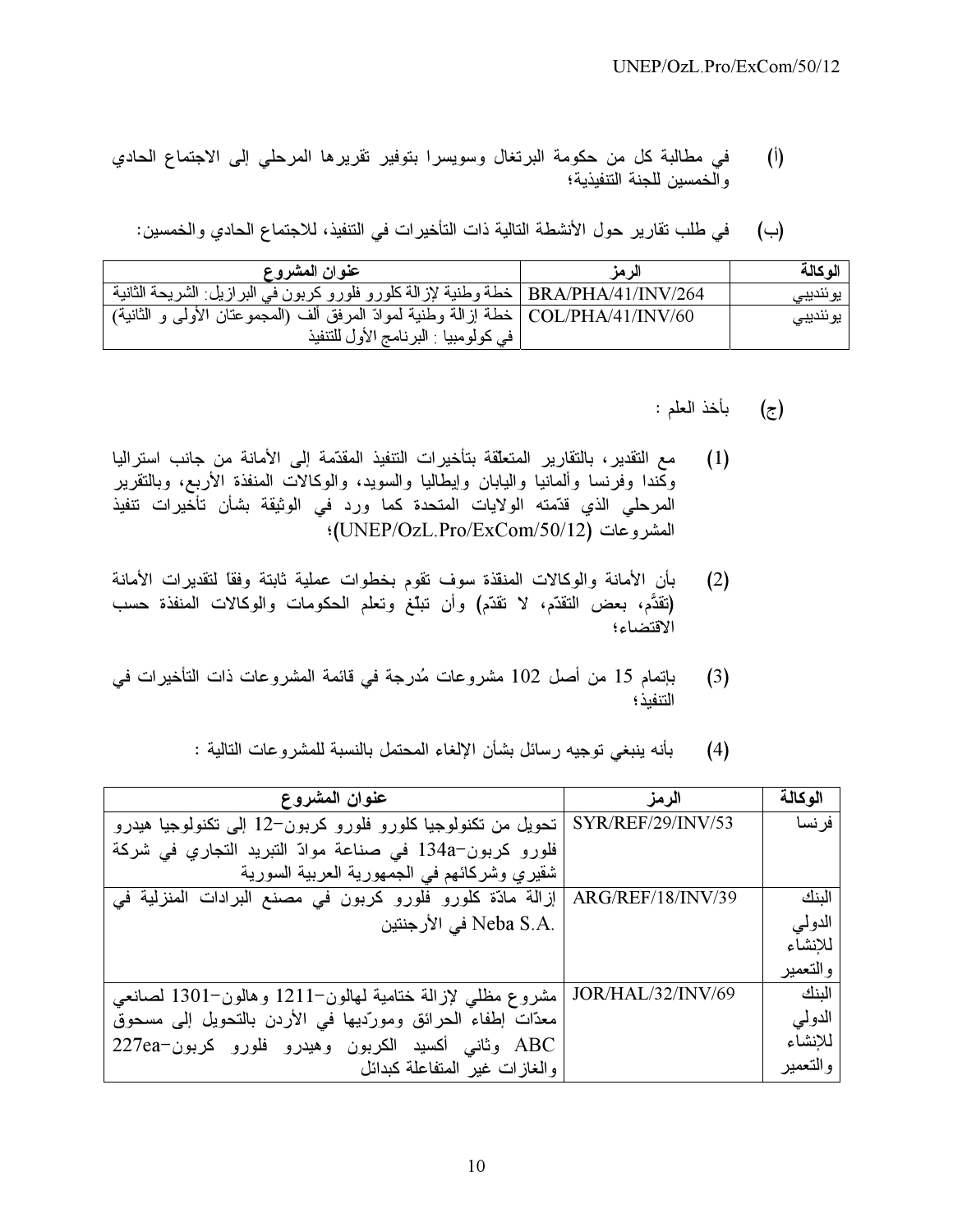(أ) في مطالبة كل من حكومة البرتغال وسويسرا بتوفير تقريرها المرحلي إلى الاجتماع الحادي والخمسين للجنة التنفيذية؛

(ب) في طلب تقارير حول الأنشطة التالية ذات التأخيرات في التنفيذ، للاجتماع الحادي والخمسين:

| الوكالة | الرمز | عنوان المشروع |
|---|---|---|
| يوئنديبي | BRA/PHA/41/INV/264 | خطة وطنية لإزالة كلورو فلورو كربون في البرازيل: الشريحة الثانية |
| يوئنديبي | COL/PHA/41/INV/60 | خطة إزالة وطنية لموادّ المرفق ألف (المجموعتان الأولى و الثانية) في كولومبيا : البرنامج الأول للتنفيذ |

(ج) بأخذ العلم :

(1) مع التقدير، بالتقارير المتعلّقة بتأخيرات التنفيذ المقدّمة إلى الأمانة من جانب استراليا وكندا وفرنسا وألمانيا واليابان وإيطاليا والسويد، والوكالات المنفذة الأربع، وبالتقرير المرحلي الذي قدّمته الولايات المتحدة كما ورد في الوثيقة بشأن تأخيرات تنفيذ المشروعات (UNEP/OzL.Pro/ExCom/50/12)؛

(2) بأن الأمانة والوكالات المنفّذة سوف تقوم بخطوات عملية ثابتة وفقاً لتقديرات الأمانة (تقدُّم، بعض التقدّم، لا تقدّم) وأن تبلّغ وتعلم الحكومات والوكالات المنفذة حسب الاقتضاء؛

(3) بإتمام 15 من أصل 102 مشروعات مُدرجة في قائمة المشروعات ذات التأخيرات في التنفيذ؛

(4) بأنه ينبغي توجيه رسائل بشأن الإلغاء المحتمل بالنسبة للمشروعات التالية :

| الوكالة | الرمز | عنوان المشروع |
|---|---|---|
| فرنسا | SYR/REF/29/INV/53 | تحويل من تكنولوجيا كلورو فلورو كربون-12 إلى تكنولوجيا هيدرو فلورو كربون-134a في صناعة موادّ التبريد التجاري في شركة شقيري وشركائهم في الجمهورية العربية السورية |
| البنك الدولي للإنشاء والتعمير | ARG/REF/18/INV/39 | إزالة مادّة كلورو فلورو كربون في مصنع البرادات المنزلية في Neba S.A. في الأرجنتين |
| البنك الدولي للإنشاء والتعمير | JOR/HAL/32/INV/69 | مشروع مظلي لإزالة ختامية لهالون-1211 وهالون-1301 لصانعي معدّات إطفاء الحرائق وموردّيها في الأردن بالتحويل إلى مسحوق ABC وثاني أكسيد الكربون وهيدرو فلورو كربون-227ea والغازات غير المتفاعلة كبدائل |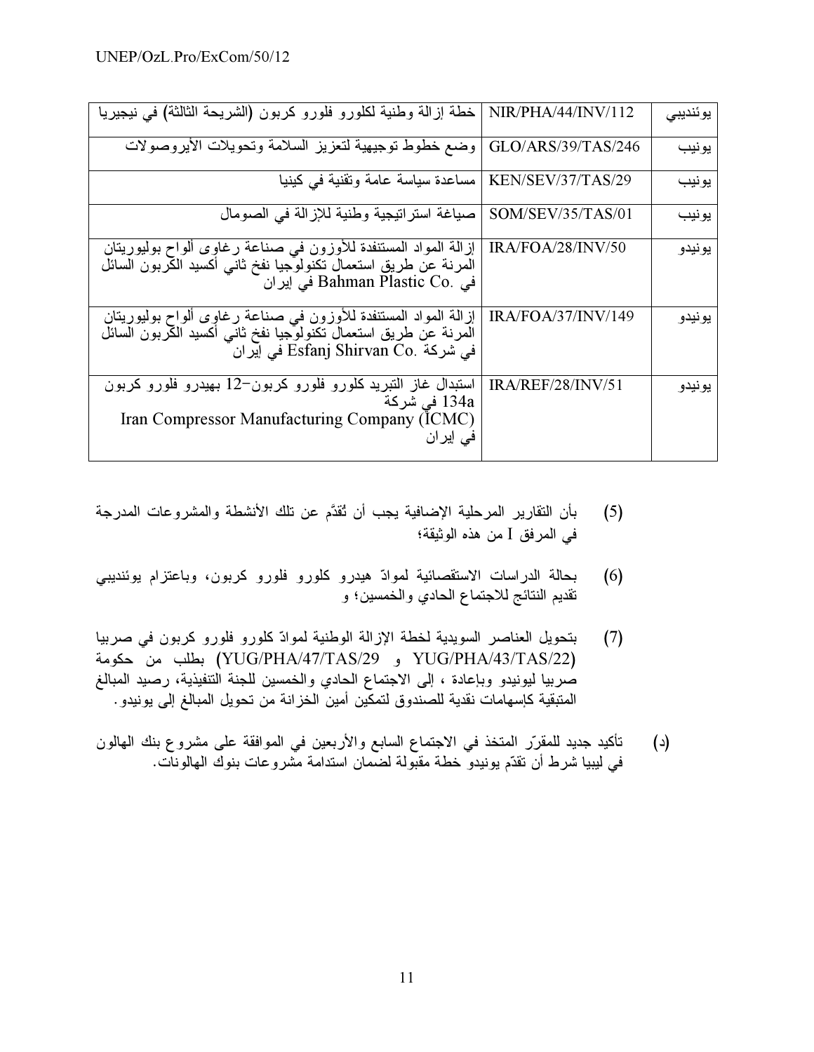| يوئنديبي | NIR/PHA/44/INV/112 | خطة إزالة وطنية لكلورو فلورو كربون (الشريحة الثالثة) في نيجيريا |
|---|---|---|
| يونيب | GLO/ARS/39/TAS/246 | وضع خطوط توجيهية لتعزيز السلامة وتحويلات الأيروصولات |
| يونيب | KEN/SEV/37/TAS/29 | مساعدة سياسة عامة وتقنية في كينيا |
| يونيب | SOM/SEV/35/TAS/01 | صياغة استراتيجية وطنية للإزالة في الصومال |
| يونيدو | IRA/FOA/28/INV/50 | إزالة المواد المستنفدة للأوزون في صناعة رغاوى ألواح بوليوريتان المرنة عن طريق استعمال تكنولوجيا نفخ ثاني أكسيد الكربون السائل في Bahman Plastic Co. في إيران |
| يونيدو | IRA/FOA/37/INV/149 | إزالة المواد المستنفدة للأوزون في صناعة رغاوى ألواح بوليوريتان المرنة عن طريق استعمال تكنولوجيا نفخ ثاني أكسيد الكربون السائل في شركة Esfanj Shirvan Co. في إيران |
| يونيدو | IRA/REF/28/INV/51 | استبدال غاز التبريد كلورو فلورو كربون-12 بهيدرو فلورو كربون 134a في شركة Iran Compressor Manufacturing Company (ICMC) في إيران |

(5) بأن التقارير المرحلية الإضافية يجب أن تُقدَّم عن تلك الأنشطة والمشروعات المدرجة في المرفق I من هذه الوثيقة؛

(6) بحالة الدراسات الاستقصائية لموادّ هيدرو كلورو فلورو كربون، وباعتزام يوئنديبي تقديم النتائج للاجتماع الحادي والخمسين؛ و

(7) بتحويل العناصر السويدية لخطة الإزالة الوطنية لموادّ كلورو فلورو كربون في صربيا (YUG/PHA/43/TAS/22 و YUG/PHA/47/TAS/29) بطلب من حكومة صربيا ليونيدو وبإعادة ، إلى الاجتماع الحادي والخمسين للجنة التنفيذية، رصيد المبالغ المتبقية كإسهامات نقدية للصندوق لتمكين أمين الخزانة من تحويل المبالغ إلى يونيدو.

(د) تأكيد جديد للمقرّر المتخذ في الاجتماع السابع والأربعين في الموافقة على مشروع بنك الهالون في ليبيا شرط أن تقدّم يونيدو خطة مقبولة لضمان استدامة مشروعات بنوك الهالونات.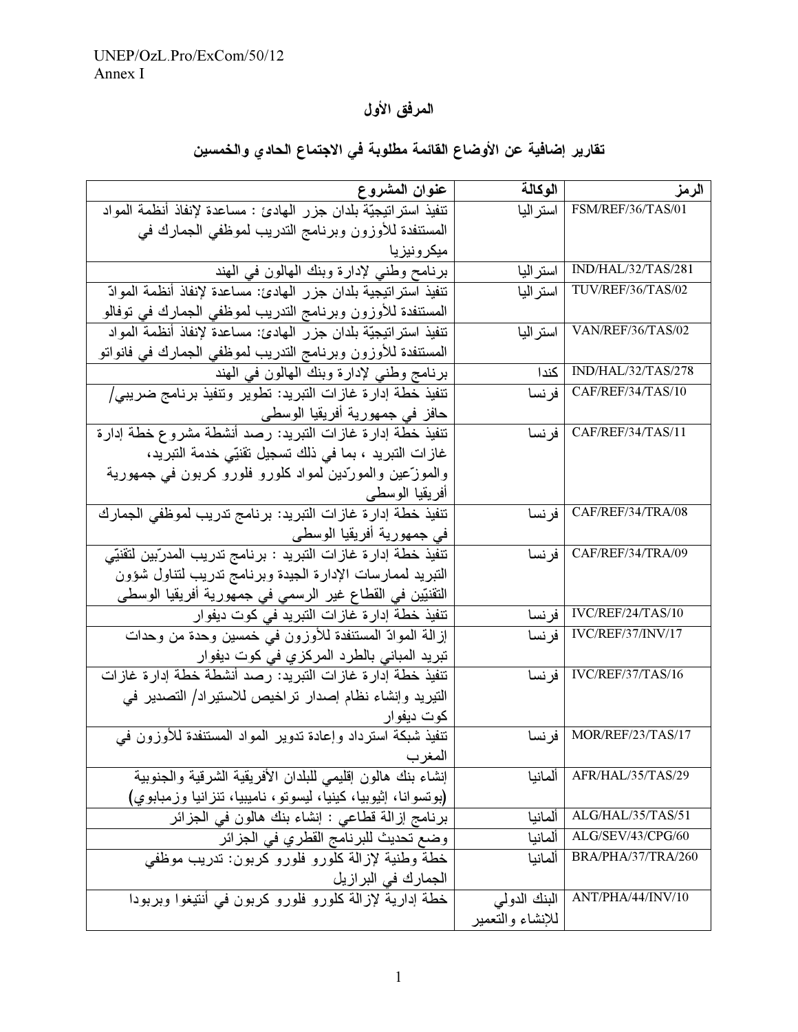# المرفق الأول

## تقارير إضافية عن الأوضاع القائمة مطلوبة في الاجتماع الحادي والخمسين

| الرمز | الوكالة | عنوان المشروع |
|---|---|---|
| FSM/REF/36/TAS/01 | استراليا | تنفيذ استراتيجيّة بلدان جزر الهادئ : مساعدة لإنفاذ أنظمة المواد المستنفدة للأوزون وبرنامج التدريب لموظفي الجمارك في ميكرونيزيا |
| IND/HAL/32/TAS/281 | استراليا | برنامج وطني لإدارة وبنك الهالون في الهند |
| TUV/REF/36/TAS/02 | استراليا | تنفيذ استراتيجية بلدان جزر الهادئ: مساعدة لإنفاذ أنظمة الموادّ المستنفدة للأوزون وبرنامج التدريب لموظفي الجمارك في توفالو |
| VAN/REF/36/TAS/02 | استراليا | تنفيذ استراتيجيّة بلدان جزر الهادئ: مساعدة لإنفاذ أنظمة المواد المستنفدة للأوزون وبرنامج التدريب لموظفي الجمارك في فانواتو |
| IND/HAL/32/TAS/278 | كندا | برنامج وطني لإدارة وبنك الهالون في الهند |
| CAF/REF/34/TAS/10 | فرنسا | تنفيذ خطة إدارة غازات التبريد: تطوير وتنفيذ برنامج ضريبي/ حافز في جمهورية أفريقيا الوسطى |
| CAF/REF/34/TAS/11 | فرنسا | تنفيذ خطة إدارة غازات التبريد: رصد أنشطة مشروع خطة إدارة غازات التبريد ، بما في ذلك تسجيل تقنيّي خدمة التبريد، والموزّعين والمورّدين لمواد كلورو فلورو كربون في جمهورية أفريقيا الوسطى |
| CAF/REF/34/TRA/08 | فرنسا | تنفيذ خطة إدارة غازات التبريد: برنامج تدريب لموظفي الجمارك في جمهورية أفريقيا الوسطى |
| CAF/REF/34/TRA/09 | فرنسا | تنفيذ خطة إدارة غازات التبريد : برنامج تدريب المدرّبين لتقنيّي التبريد لممارسات الإدارة الجيدة وبرنامج تدريب لتناول شؤون التقنيّين في القطاع غير الرسمي في جمهورية أفريقيا الوسطى |
| IVC/REF/24/TAS/10 | فرنسا | تنفيذ خطة إدارة غازات التبريد في كوت ديفوار |
| IVC/REF/37/INV/17 | فرنسا | إزالة الموادّ المستنفدة للأوزون في خمسين وحدة من وحدات تبريد المباني بالطرد المركزي في كوت ديفوار |
| IVC/REF/37/TAS/16 | فرنسا | تنفيذ خطة إدارة غازات التبريد: رصد أنشطة خطة إدارة غازات التبريد وإنشاء نظام إصدار تراخيص للاستيراد/ التصدير في كوت ديفوار |
| MOR/REF/23/TAS/17 | فرنسا | تنفيذ شبكة استرداد وإعادة تدوير المواد المستنفدة للأوزون في المغرب |
| AFR/HAL/35/TAS/29 | ألمانيا | إنشاء بنك هالون إقليمي للبلدان الأفريقية الشرقية والجنوبية (بوتسوانا، إثيوبيا، كينيا، ليسوتو، ناميبيا، تنزانيا وزمبابوي) |
| ALG/HAL/35/TAS/51 | ألمانيا | برنامج إزالة قطاعي : إنشاء بنك هالون في الجزائر |
| ALG/SEV/43/CPG/60 | ألمانيا | وضع تحديث للبرنامج القطري في الجزائر |
| BRA/PHA/37/TRA/260 | ألمانيا | خطة وطنية لإزالة كلورو فلورو كربون: تدريب موظفي الجمارك في البرازيل |
| ANT/PHA/44/INV/10 | البنك الدولي للإنشاء والتعمير | خطة إدارية لإزالة كلورو فلورو كربون في أنتيغوا وبربودا |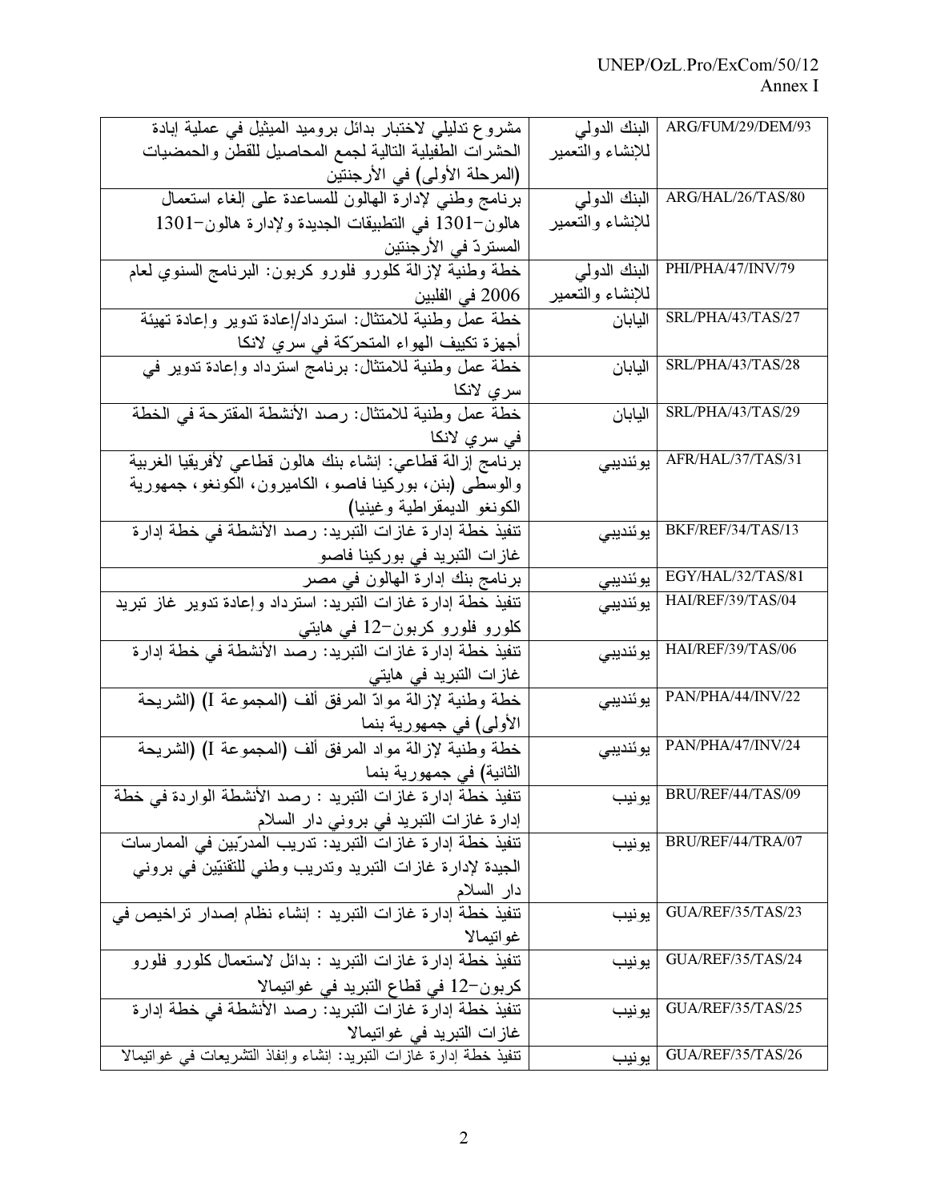| ARG/FUM/29/DEM/93 | البنك الدولي للإنشاء والتعمير | مشروع تدليلي لاختبار بدائل بروميد الميثيل في عملية إبادة الحشرات الطفيلية التالية لجمع المحاصيل للقطن والحمضيات (المرحلة الأولى) في الأرجنتين |
|---|---|---|
| ARG/HAL/26/TAS/80 | البنك الدولي للإنشاء والتعمير | برنامج وطني لإدارة الهالون للمساعدة على إلغاء استعمال هالون-1301 في التطبيقات الجديدة ولإدارة هالون-1301 المستردّ في الأرجنتين |
| PHI/PHA/47/INV/79 | البنك الدولي للإنشاء والتعمير | خطة وطنية لإزالة كلورو فلورو كربون: البرنامج السنوي لعام 2006 في الفلبين |
| SRL/PHA/43/TAS/27 | اليابان | خطة عمل وطنية للامتثال: استرداد/إعادة تدوير وإعادة تهيئة أجهزة تكييف الهواء المتحرّكة في سري لانكا |
| SRL/PHA/43/TAS/28 | اليابان | خطة عمل وطنية للامتثال: برنامج استرداد وإعادة تدوير في سري لانكا |
| SRL/PHA/43/TAS/29 | اليابان | خطة عمل وطنية للامتثال: رصد الأنشطة المقترحة في الخطة في سري لانكا |
| AFR/HAL/37/TAS/31 | يوئنديبي | برنامج إزالة قطاعي: إنشاء بنك هالون قطاعي لأفريقيا الغربية والوسطى (بنن، بوركينا فاصو، الكاميرون، الكونغو، جمهورية الكونغو الديمقراطية وغينيا) |
| BKF/REF/34/TAS/13 | يوئنديبي | تنفيذ خطة إدارة غازات التبريد: رصد الأنشطة في خطة إدارة غازات التبريد في بوركينا فاصو |
| EGY/HAL/32/TAS/81 | يوئنديبي | برنامج بنك إدارة الهالون في مصر |
| HAI/REF/39/TAS/04 | يوئنديبي | تنفيذ خطة إدارة غازات التبريد: استرداد وإعادة تدوير غاز تبريد كلورو فلورو كربون-12 في هايتي |
| HAI/REF/39/TAS/06 | يوئنديبي | تنفيذ خطة إدارة غازات التبريد: رصد الأنشطة في خطة إدارة غازات التبريد في هايتي |
| PAN/PHA/44/INV/22 | يوئنديبي | خطة وطنية لإزالة موادّ المرفق ألف (المجموعة I) (الشريحة الأولى) في جمهورية بنما |
| PAN/PHA/47/INV/24 | يوئنديبي | خطة وطنية لإزالة مواد المرفق ألف (المجموعة I) (الشريحة الثانية) في جمهورية بنما |
| BRU/REF/44/TAS/09 | يونيب | تنفيذ خطة إدارة غازات التبريد : رصد الأنشطة الواردة في خطة إدارة غازات التبريد في بروني دار السلام |
| BRU/REF/44/TRA/07 | يونيب | تنفيذ خطة إدارة غازات التبريد: تدريب المدرّبين في الممارسات الجيدة لإدارة غازات التبريد وتدريب وطني للتقنيّين في بروني دار السلام |
| GUA/REF/35/TAS/23 | يونيب | تنفيذ خطة إدارة غازات التبريد : إنشاء نظام إصدار تراخيص في غواتيمالا |
| GUA/REF/35/TAS/24 | يونيب | تنفيذ خطة إدارة غازات التبريد : بدائل لاستعمال كلورو فلورو كربون-12 في قطاع التبريد في غواتيمالا |
| GUA/REF/35/TAS/25 | يونيب | تنفيذ خطة إدارة غازات التبريد: رصد الأنشطة في خطة إدارة غازات التبريد في غواتيمالا |
| GUA/REF/35/TAS/26 | يونيب | تنفيذ خطة إدارة غازات التبريد: إنشاء وإنفاذ التشريعات في غواتيمالا |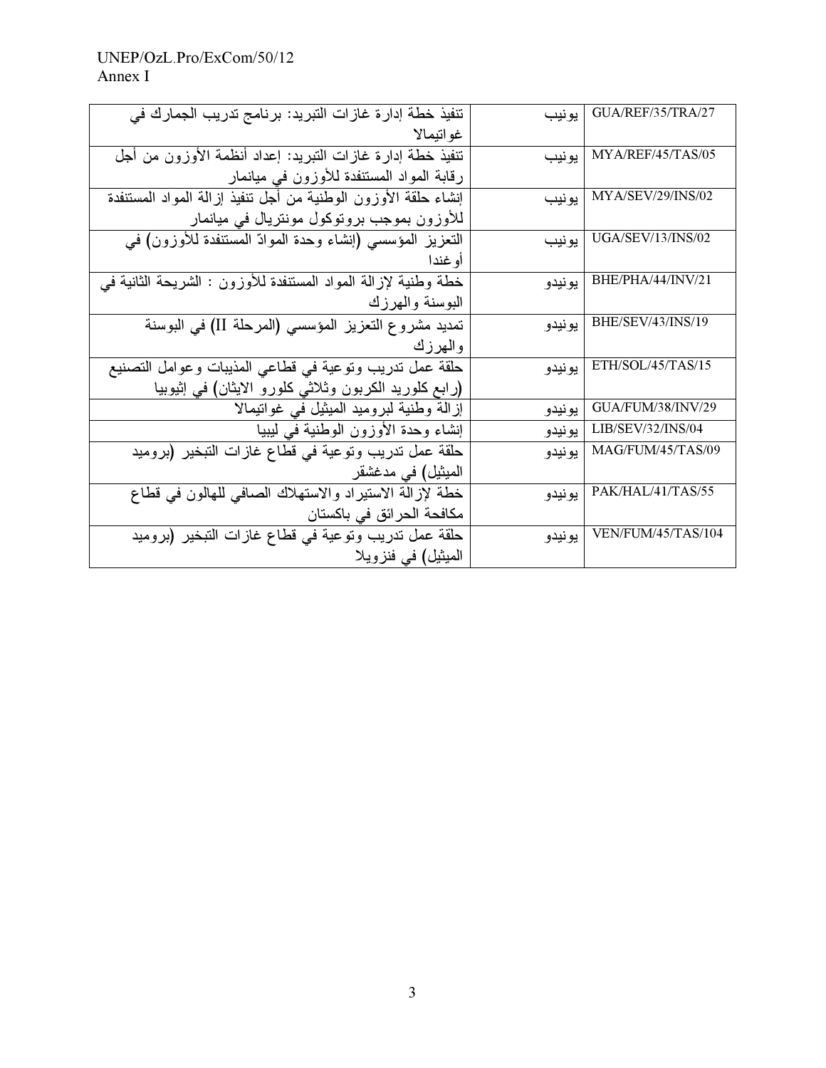| | | |
|---|---|---|
| GUA/REF/35/TRA/27 | يونيب | تنفيذ خطة إدارة غازات التبريد: برنامج تدريب الجمارك في غواتيمالا |
| MYA/REF/45/TAS/05 | يونيب | تنفيذ خطة إدارة غازات التبريد: إعداد أنظمة الأوزون من أجل رقابة المواد المستنفدة للأوزون في ميانمار |
| MYA/SEV/29/INS/02 | يونيب | إنشاء حلقة الأوزون الوطنية من أجل تنفيذ إزالة المواد المستنفدة للأوزون بموجب بروتوكول مونتريال في ميانمار |
| UGA/SEV/13/INS/02 | يونيب | التعزيز المؤسسي (إنشاء وحدة الموادّ المستنفدة للأوزون) في أوغندا |
| BHE/PHA/44/INV/21 | يونيدو | خطة وطنية لإزالة المواد المستنفدة للأوزون : الشريحة الثانية في البوسنة والهرزك |
| BHE/SEV/43/INS/19 | يونيدو | تمديد مشروع التعزيز المؤسسي (المرحلة II) في البوسنة والهرزك |
| ETH/SOL/45/TAS/15 | يونيدو | حلقة عمل تدريب وتوعية في قطاعي المذيبات وعوامل التصنيع (رابع كلوريد الكربون وثلاثي كلورو الايثان) في إثيوبيا |
| GUA/FUM/38/INV/29 | يونيدو | إزالة وطنية لبروميد الميثيل في غواتيمالا |
| LIB/SEV/32/INS/04 | يونيدو | إنشاء وحدة الأوزون الوطنية في ليبيا |
| MAG/FUM/45/TAS/09 | يونيدو | حلقة عمل تدريب وتوعية في قطاع غازات التبخير (بروميد الميثيل) في مدغشقر |
| PAK/HAL/41/TAS/55 | يونيدو | خطة لإزالة الاستيراد والاستهلاك الصافي للهالون في قطاع مكافحة الحرائق في باكستان |
| VEN/FUM/45/TAS/104 | يونيدو | حلقة عمل تدريب وتوعية في قطاع غازات التبخير (بروميد الميثيل) في فنزويلا |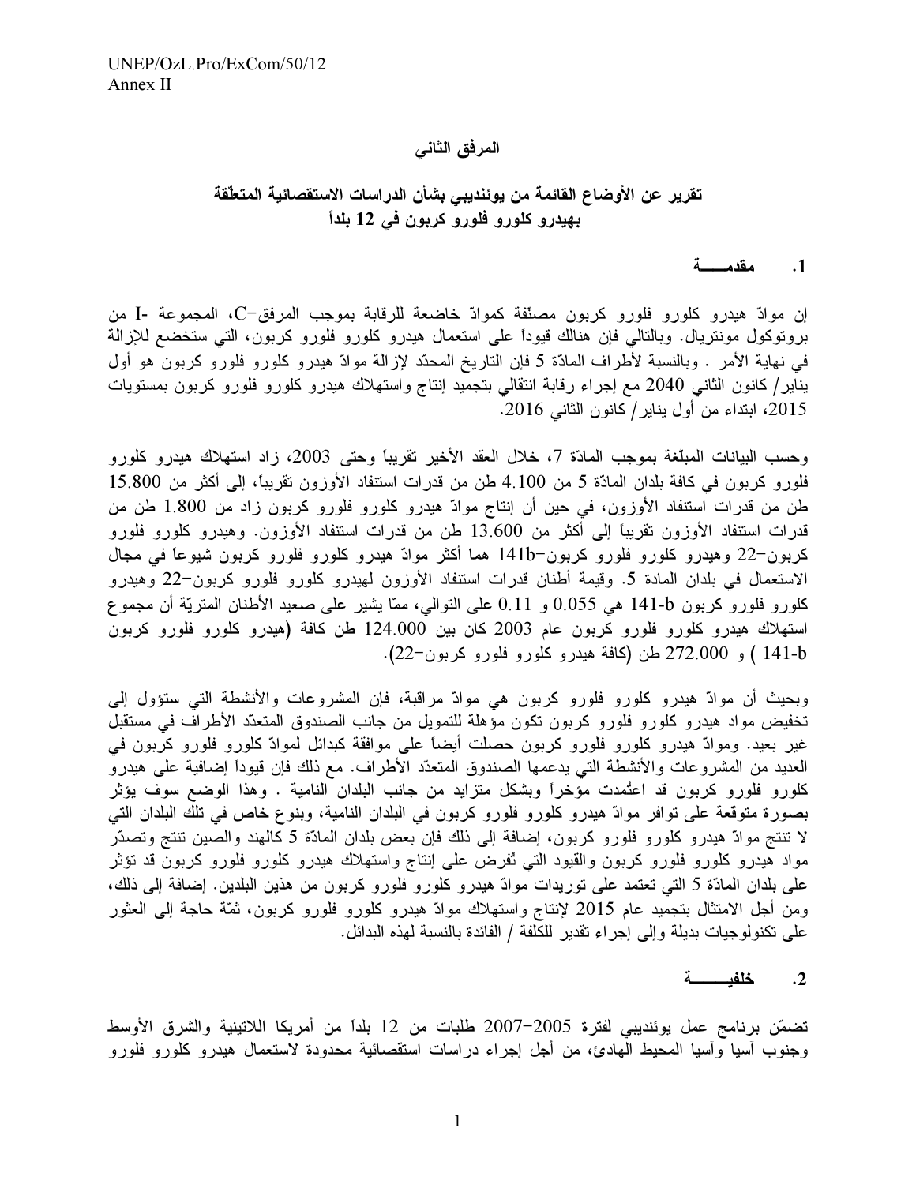## المرفق الثاني

### تقرير عن الأوضاع القائمة من يوئنديبي بشأن الدراسات الاستقصائية المتعلّقة بهيدرو كلورو فلورو كربون في 12 بلداً

**1. مقدمـــــة**

إن موادّ هيدرو كلورو فلورو كربون مصنّفة كموادّ خاضعة للرقابة بموجب المرفق–C، المجموعة -I من بروتوكول مونتريال. وبالتالي فإن هنالك قيوداً على استعمال هيدرو كلورو فلورو كربون، التي ستخضع للإزالة في نهاية الأمر . وبالنسبة لأطراف المادّة 5 فإن التاريخ المحدّد لإزالة موادّ هيدرو كلورو فلورو كربون هو أول يناير/ كانون الثاني 2040 مع إجراء رقابة انتقالي بتجميد إنتاج واستهلاك هيدرو كلورو فلورو كربون بمستويات 2015، ابتداء من أول يناير/ كانون الثاني 2016.

وحسب البيانات المبلّغة بموجب المادّة 7، خلال العقد الأخير تقريباً وحتى 2003، زاد استهلاك هيدرو كلورو فلورو كربون في كافة بلدان المادّة 5 من 4.100 طن من قدرات استنفاد الأوزون تقريباً، إلى أكثر من 15.800 طن من قدرات استنفاد الأوزون، في حين أن إنتاج موادّ هيدرو كلورو فلورو كربون زاد من 1.800 طن من قدرات استنفاد الأوزون تقريباً إلى أكثر من 13.600 طن من قدرات استنفاد الأوزون. وهيدرو كلورو فلورو كربون–22 وهيدرو كلورو فلورو كربون–141b هما أكثر موادّ هيدرو كلورو فلورو كربون شيوعاً في مجال الاستعمال في بلدان المادة 5. وقيمة أطنان قدرات استنفاد الأوزون لهيدرو كلورو فلورو كربون–22 وهيدرو كلورو فلورو كربون 141-b هي 0.055 و 0.11 على التوالي، ممّا يشير على صعيد الأطنان المتريّة أن مجموع استهلاك هيدرو كلورو فلورو كربون عام 2003 كان بين 124.000 طن كافة (هيدرو كلورو فلورو كربون 141-b ) و 272.000 طن (كافة هيدرو كلورو فلورو كربون–22).

وبحيث أن موادّ هيدرو كلورو فلورو كربون هي موادّ مراقبة، فإن المشروعات والأنشطة التي ستؤول إلى تخفيض مواد هيدرو كلورو فلورو كربون تكون مؤهلة للتمويل من جانب الصندوق المتعدّد الأطراف في مستقبل غير بعيد. وموادّ هيدرو كلورو فلورو كربون حصلت أيضاً على موافقة كبدائل لموادّ كلورو فلورو كربون في العديد من المشروعات والأنشطة التي يدعمها الصندوق المتعدّد الأطراف. مع ذلك فإن قيوداً إضافية على هيدرو كلورو فلورو كربون قد اعتُمدت مؤخراً وبشكل متزايد من جانب البلدان النامية . وهذا الوضع سوف يؤثر بصورة متوقعة على توافر موادّ هيدرو كلورو فلورو كربون في البلدان النامية، وبنوع خاص في تلك البلدان التي لا تنتج موادّ هيدرو كلورو فلورو كربون، إضافة إلى ذلك فإن بعض بلدان المادّة 5 كالهند والصين تنتج وتصدّر مواد هيدرو كلورو فلورو كربون والقيود التي تُفرض على إنتاج واستهلاك هيدرو كلورو فلورو كربون قد تؤثر على بلدان المادّة 5 التي تعتمد على توريدات موادّ هيدرو كلورو فلورو كربون من هذين البلدين. إضافة إلى ذلك، ومن أجل الامتثال بتجميد عام 2015 لإنتاج واستهلاك موادّ هيدرو كلورو فلورو كربون، ثمّة حاجة إلى العثور على تكنولوجيات بديلة وإلى إجراء تقدير للكلفة / الفائدة بالنسبة لهذه البدائل.

**2. خلفيـــــة**

تضمّن برنامج عمل يوئنديبي لفترة 2005–2007 طلبات من 12 بلداً من أمريكا اللاتينية والشرق الأوسط وجنوب آسيا وآسيا المحيط الهادئ، من أجل إجراء دراسات استقصائية محدودة لاستعمال هيدرو كلورو فلورو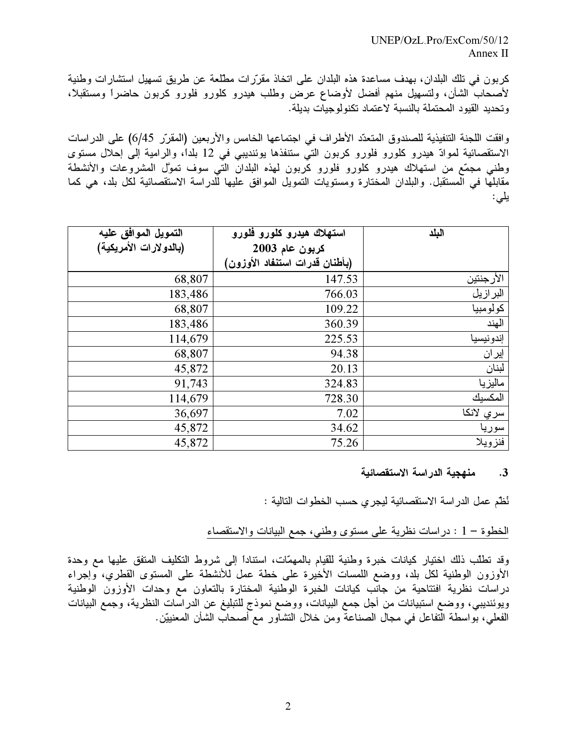كربون في تلك البلدان، بهدف مساعدة هذه البلدان على اتخاذ مقرّرات مطّلعة عن طريق تسهيل استشارات وطنية لأصحاب الشأن، ولتسهيل منهم أفضل لأوضاع عرض وطلب هيدرو كلورو فلورو كربون حاضراً ومستقبلاً، وتحديد القيود المحتملة بالنسبة لاعتماد تكنولوجيات بديلة.

وافقت اللجنة التنفيذية للصندوق المتعدّد الأطراف في اجتماعها الخامس والأربعين (المقرّر 6/45) على الدراسات الاستقصائية لموادّ هيدرو كلورو فلورو كربون التي ستنفذها يوئنديبي في 12 بلداً، والرامية إلى إحلال مستوى وطني مجمّع من استهلاك هيدرو كلورو فلورو كربون لهذه البلدان التي سوف تموّل المشروعات والأنشطة مقابلها في المستقبل. والبلدان المختارة ومستويات التمويل الموافق عليها للدراسة الاستقصائية لكل بلد، هي كما يلي:

| البلد | استهلاك هيدرو كلورو فلورو كربون عام 2003 (بأطنان قدرات استنفاد الأوزون) | التمويل الموافق عليه (بالدولارات الأمريكية) |
|---|---|---|
| الأرجنتين | 147.53 | 68,807 |
| البرازيل | 766.03 | 183,486 |
| كولومبيا | 109.22 | 68,807 |
| الهند | 360.39 | 183,486 |
| إندونيسيا | 225.53 | 114,679 |
| إيران | 94.38 | 68,807 |
| لبنان | 20.13 | 45,872 |
| ماليزيا | 324.83 | 91,743 |
| المكسيك | 728.30 | 114,679 |
| سري لانكا | 7.02 | 36,697 |
| سوريا | 34.62 | 45,872 |
| فنزويلا | 75.26 | 45,872 |

### 3. منهجية الدراسة الاستقصائية

نُظّم عمل الدراسة الاستقصائية ليجري حسب الخطوات التالية :

الخطوة – 1 : دراسات نظرية على مستوى وطني، جمع البيانات والاستقصاء

وقد تطلّب ذلك اختيار كيانات خبرة وطنية للقيام بالمهمّات، استناداً إلى شروط التكليف المتفق عليها مع وحدة الأوزون الوطنية لكل بلد، ووضع اللمسات الأخيرة على خطة عمل للأنشطة على المستوى القطري، وإجراء دراسات نظرية افتتاحية من جانب كيانات الخبرة الوطنية المختارة بالتعاون مع وحدات الأوزون الوطنية ويوئنديبي، ووضع استبيانات من أجل جمع البيانات، ووضع نموذج للتبليغ عن الدراسات النظرية، وجمع البيانات الفعلي، بواسطة التفاعل في مجال الصناعة ومن خلال التشاور مع أصحاب الشأن المعنيّين.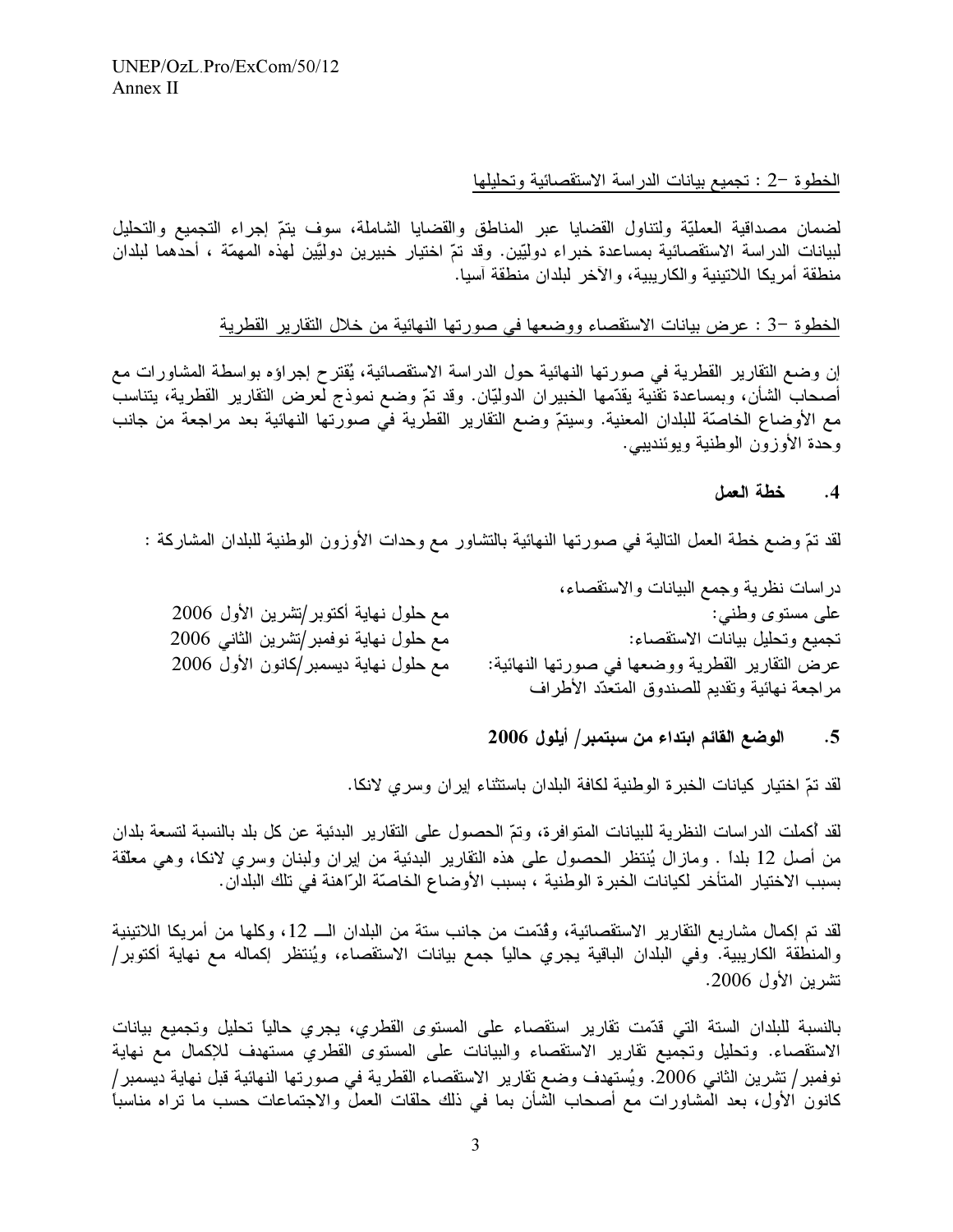الخطوة –2 : تجميع بيانات الدراسة الاستقصائية وتحليلها

لضمان مصداقية العمليّة ولتناول القضايا عبر المناطق والقضايا الشاملة، سوف يتمّ إجراء التجميع والتحليل لبيانات الدراسة الاستقصائية بمساعدة خبراء دوليّين. وقد تمّ اختيار خبيرين دوليّين لهذه المهمّة ، أحدهما لبلدان منطقة أمريكا اللاتينية والكاريبية، والآخر لبلدان منطقة آسيا.

الخطوة –3 : عرض بيانات الاستقصاء ووضعها في صورتها النهائية من خلال التقارير القطرية

إن وضع التقارير القطرية في صورتها النهائية حول الدراسة الاستقصائية، يُقترح إجراؤه بواسطة المشاورات مع أصحاب الشأن، وبمساعدة تقنية يقدّمها الخبيران الدوليّان. وقد تمّ وضع نموذج لعرض التقارير القطرية، يتناسب مع الأوضاع الخاصّة للبلدان المعنية. وسيتمّ وضع التقارير القطرية في صورتها النهائية بعد مراجعة من جانب وحدة الأوزون الوطنية ويوئنديبي.

### 4. خطة العمل

لقد تمّ وضع خطة العمل التالية في صورتها النهائية بالتشاور مع وحدات الأوزون الوطنية للبلدان المشاركة :

| | |
|---|---|
| دراسات نظرية وجمع البيانات والاستقصاء، على مستوى وطني: | مع حلول نهاية أكتوبر/تشرين الأول 2006 |
| تجميع وتحليل بيانات الاستقصاء: | مع حلول نهاية نوفمبر/تشرين الثاني 2006 |
| عرض التقارير القطرية ووضعها في صورتها النهائية: مراجعة نهائية وتقديم للصندوق المتعدّد الأطراف | مع حلول نهاية ديسمبر/كانون الأول 2006 |

### 5. الوضع القائم ابتداء من سبتمبر/ أيلول 2006

لقد تمّ اختيار كيانات الخبرة الوطنية لكافة البلدان باستثناء إيران وسري لانكا.

لقد أُكملت الدراسات النظرية للبيانات المتوافرة، وتمّ الحصول على التقارير البدئية عن كل بلد بالنسبة لتسعة بلدان من أصل 12 بلداً . ومازال يُنتظر الحصول على هذه التقارير البدئية من إيران ولبنان وسري لانكا، وهي معلّقة بسبب الاختيار المتأخر لكيانات الخبرة الوطنية ، بسبب الأوضاع الخاصّة الرّاهنة في تلك البلدان.

لقد تم إكمال مشاريع التقارير الاستقصائية، وقدّمت من جانب ستة من البلدان الـ 12، وكلها من أمريكا اللاتينية والمنطقة الكاريبية. وفي البلدان الباقية يجري حالياً جمع بيانات الاستقصاء، ويُنتظر إكماله مع نهاية أكتوبر/ تشرين الأول 2006.

بالنسبة للبلدان الستة التي قدّمت تقارير استقصاء على المستوى القطري، يجري حالياً تحليل وتجميع بيانات الاستقصاء. وتحليل وتجميع تقارير الاستقصاء والبيانات على المستوى القطري مستهدف للإكمال مع نهاية نوفمبر/ تشرين الثاني 2006. ويُستهدف وضع تقارير الاستقصاء القطرية في صورتها النهائية قبل نهاية ديسمبر/ كانون الأول، بعد المشاورات مع أصحاب الشأن بما في ذلك حلقات العمل والاجتماعات حسب ما تراه مناسباً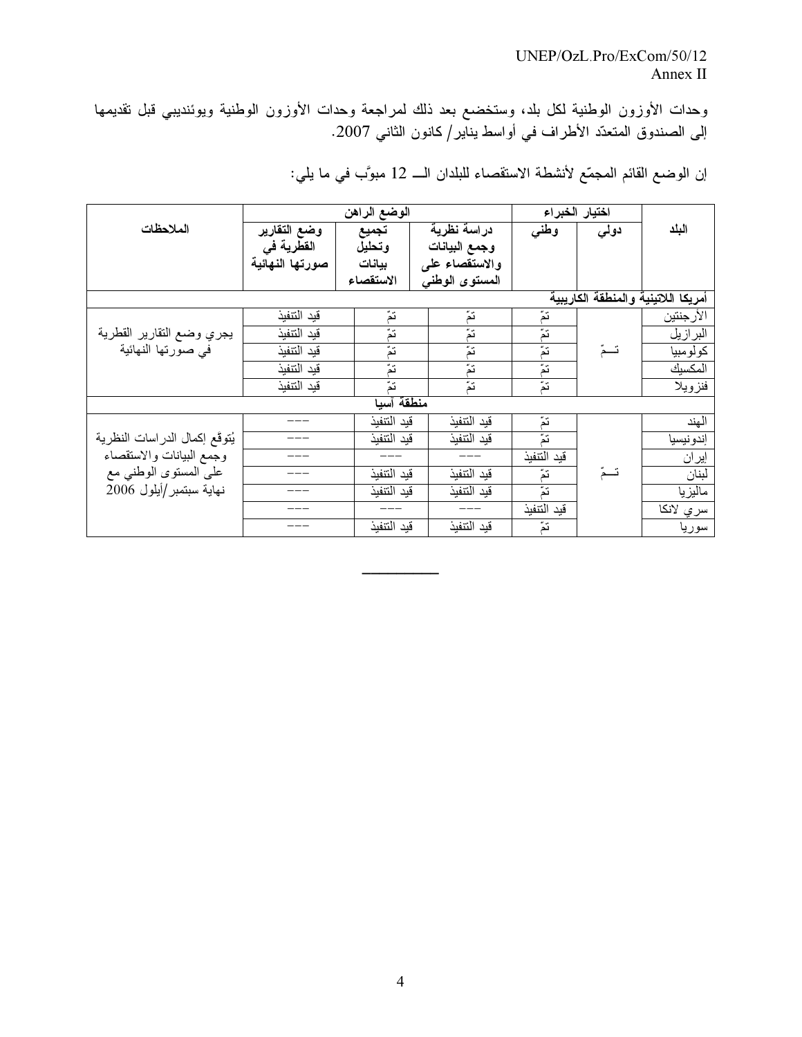وحدات الأوزون الوطنية لكل بلد، وستخضع بعد ذلك لمراجعة وحدات الأوزون الوطنية ويوئنديبي قبل تقديمها إلى الصندوق المتعدّد الأطراف في أواسط يناير/ كانون الثاني 2007.

إن الوضع القائم المجمّع لأنشطة الاستقصاء للبلدان الـــ 12 مبوَّب في ما يلي:

| البلد | اختيار الخبراء | | الوضع الراهن | | | الملاحظات |
|---|---|---|---|---|---|---|
| | دولي | وطني | دراسة نظرية وجمع البيانات والاستقصاء على المستوى الوطني | تجميع وتحليل بيانات الاستقصاء | وضع التقارير القطرية في صورتها النهائية | |
| **أمريكا اللاتينية والمنطقة الكاريبية** | | | | | | |
| الأرجنتين | تـــمّ | تمّ | تمّ | تمّ | قيد التنفيذ | يجري وضع التقارير القطرية في صورتها النهائية |
| البرازيل | | تمّ | تمّ | تمّ | قيد التنفيذ | |
| كولومبيا | | تمّ | تمّ | تمّ | قيد التنفيذ | |
| المكسيك | | تمّ | تمّ | تمّ | قيد التنفيذ | |
| فنزويلا | | تمّ | تمّ | تمّ | قيد التنفيذ | |
| **منطقة آسيا** | | | | | | |
| الهند | تـــمّ | تمّ | قيد التنفيذ | قيد التنفيذ | --- | يُتوقّع إكمال الدراسات النظرية وجمع البيانات والاستقصاء على المستوى الوطني مع نهاية سبتمبر/أيلول 2006 |
| إندونيسيا | | تمّ | قيد التنفيذ | قيد التنفيذ | --- | |
| إيران | | قيد التنفيذ | --- | --- | --- | |
| لبنان | | تمّ | قيد التنفيذ | قيد التنفيذ | --- | |
| ماليزيا | | تمّ | قيد التنفيذ | قيد التنفيذ | --- | |
| سري لانكا | | قيد التنفيذ | --- | --- | --- | |
| سوريا | | تمّ | قيد التنفيذ | قيد التنفيذ | --- | |